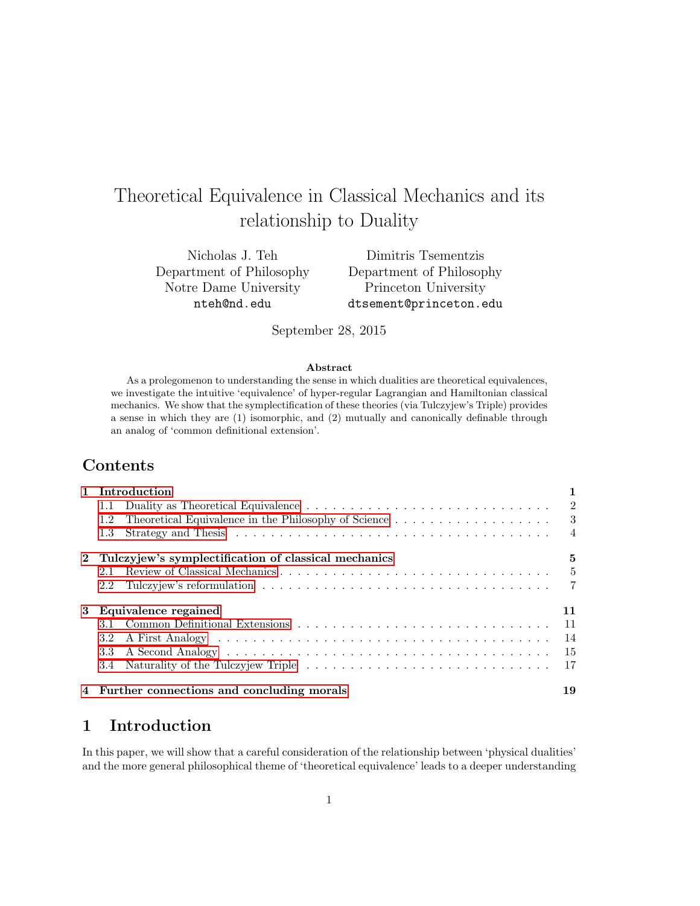# Theoretical Equivalence in Classical Mechanics and its relationship to Duality

Nicholas J. Teh
Department of Philosophy
Notre Dame University
nteh@nd.edu

Dimitris Tsementzis
Department of Philosophy
Princeton University
dtsement@princeton.edu

September 28, 2015

**Abstract**

As a prolegomenon to understanding the sense in which dualities are theoretical equivalences, we investigate the intuitive 'equivalence' of hyper-regular Lagrangian and Hamiltonian classical mechanics. We show that the symplectification of these theories (via Tulczyjew's Triple) provides a sense in which they are (1) isomorphic, and (2) mutually and canonically definable through an analog of 'common definitional extension'.

## Contents

- **1 Introduction** — 1
  - 1.1 Duality as Theoretical Equivalence — 2
  - 1.2 Theoretical Equivalence in the Philosophy of Science — 3
  - 1.3 Strategy and Thesis — 4
- **2 Tulczyjew's symplectification of classical mechanics** — 5
  - 2.1 Review of Classical Mechanics — 5
  - 2.2 Tulczyjew's reformulation — 7
- **3 Equivalence regained** — 11
  - 3.1 Common Definitional Extensions — 11
  - 3.2 A First Analogy — 14
  - 3.3 A Second Analogy — 15
  - 3.4 Naturality of the Tulczyjew Triple — 17
- **4 Further connections and concluding morals** — 19

## 1 Introduction

In this paper, we will show that a careful consideration of the relationship between 'physical dualities' and the more general philosophical theme of 'theoretical equivalence' leads to a deeper understanding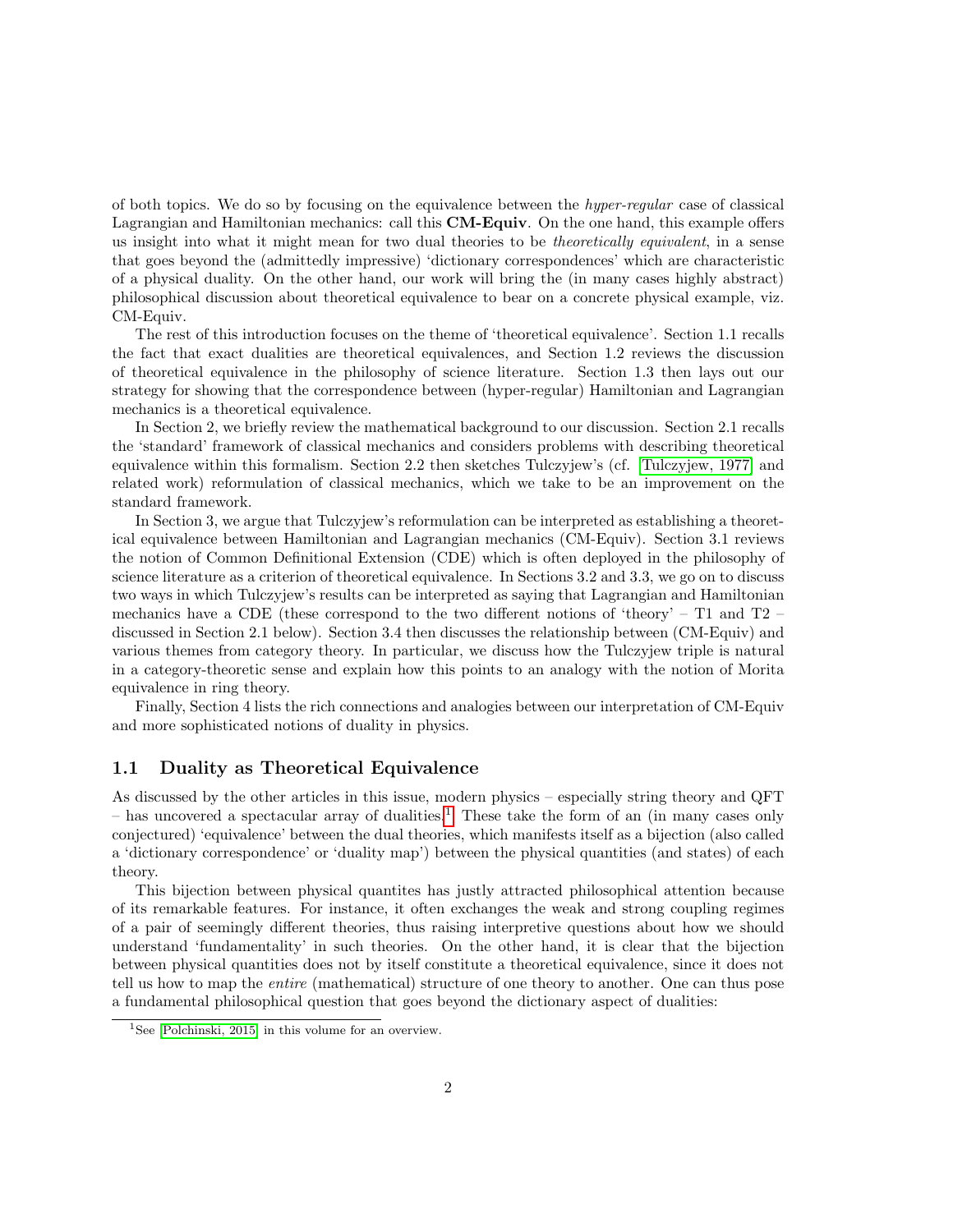of both topics. We do so by focusing on the equivalence between the *hyper-regular* case of classical Lagrangian and Hamiltonian mechanics: call this **CM-Equiv**. On the one hand, this example offers us insight into what it might mean for two dual theories to be *theoretically equivalent*, in a sense that goes beyond the (admittedly impressive) 'dictionary correspondences' which are characteristic of a physical duality. On the other hand, our work will bring the (in many cases highly abstract) philosophical discussion about theoretical equivalence to bear on a concrete physical example, viz. CM-Equiv.

The rest of this introduction focuses on the theme of 'theoretical equivalence'. Section 1.1 recalls the fact that exact dualities are theoretical equivalences, and Section 1.2 reviews the discussion of theoretical equivalence in the philosophy of science literature. Section 1.3 then lays out our strategy for showing that the correspondence between (hyper-regular) Hamiltonian and Lagrangian mechanics is a theoretical equivalence.

In Section 2, we briefly review the mathematical background to our discussion. Section 2.1 recalls the 'standard' framework of classical mechanics and considers problems with describing theoretical equivalence within this formalism. Section 2.2 then sketches Tulczyjew's (cf. [Tulczyjew, 1977] and related work) reformulation of classical mechanics, which we take to be an improvement on the standard framework.

In Section 3, we argue that Tulczyjew's reformulation can be interpreted as establishing a theoretical equivalence between Hamiltonian and Lagrangian mechanics (CM-Equiv). Section 3.1 reviews the notion of Common Definitional Extension (CDE) which is often deployed in the philosophy of science literature as a criterion of theoretical equivalence. In Sections 3.2 and 3.3, we go on to discuss two ways in which Tulczyjew's results can be interpreted as saying that Lagrangian and Hamiltonian mechanics have a CDE (these correspond to the two different notions of 'theory' – T1 and T2 – discussed in Section 2.1 below). Section 3.4 then discusses the relationship between (CM-Equiv) and various themes from category theory. In particular, we discuss how the Tulczyjew triple is natural in a category-theoretic sense and explain how this points to an analogy with the notion of Morita equivalence in ring theory.

Finally, Section 4 lists the rich connections and analogies between our interpretation of CM-Equiv and more sophisticated notions of duality in physics.

## 1.1 Duality as Theoretical Equivalence

As discussed by the other articles in this issue, modern physics – especially string theory and QFT – has uncovered a spectacular array of dualities.[1] These take the form of an (in many cases only conjectured) 'equivalence' between the dual theories, which manifests itself as a bijection (also called a 'dictionary correspondence' or 'duality map') between the physical quantities (and states) of each theory.

This bijection between physical quantites has justly attracted philosophical attention because of its remarkable features. For instance, it often exchanges the weak and strong coupling regimes of a pair of seemingly different theories, thus raising interpretive questions about how we should understand 'fundamentality' in such theories. On the other hand, it is clear that the bijection between physical quantities does not by itself constitute a theoretical equivalence, since it does not tell us how to map the *entire* (mathematical) structure of one theory to another. One can thus pose a fundamental philosophical question that goes beyond the dictionary aspect of dualities:

[1] See [Polchinski, 2015] in this volume for an overview.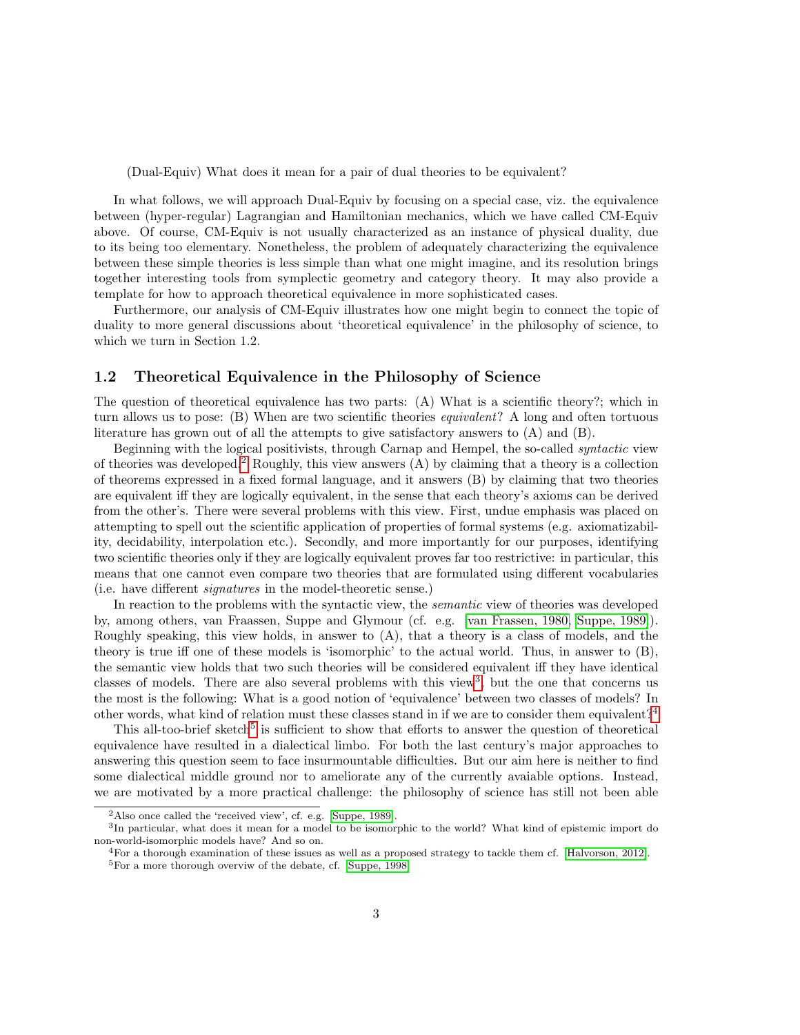(Dual-Equiv) What does it mean for a pair of dual theories to be equivalent?

In what follows, we will approach Dual-Equiv by focusing on a special case, viz. the equivalence between (hyper-regular) Lagrangian and Hamiltonian mechanics, which we have called CM-Equiv above. Of course, CM-Equiv is not usually characterized as an instance of physical duality, due to its being too elementary. Nonetheless, the problem of adequately characterizing the equivalence between these simple theories is less simple than what one might imagine, and its resolution brings together interesting tools from symplectic geometry and category theory. It may also provide a template for how to approach theoretical equivalence in more sophisticated cases.

Furthermore, our analysis of CM-Equiv illustrates how one might begin to connect the topic of duality to more general discussions about 'theoretical equivalence' in the philosophy of science, to which we turn in Section 1.2.

### 1.2 Theoretical Equivalence in the Philosophy of Science

The question of theoretical equivalence has two parts: (A) What is a scientific theory?; which in turn allows us to pose: (B) When are two scientific theories *equivalent*? A long and often tortuous literature has grown out of all the attempts to give satisfactory answers to (A) and (B).

Beginning with the logical positivists, through Carnap and Hempel, the so-called *syntactic* view of theories was developed.[2] Roughly, this view answers (A) by claiming that a theory is a collection of theorems expressed in a fixed formal language, and it answers (B) by claiming that two theories are equivalent iff they are logically equivalent, in the sense that each theory's axioms can be derived from the other's. There were several problems with this view. First, undue emphasis was placed on attempting to spell out the scientific application of properties of formal systems (e.g. axiomatizability, decidability, interpolation etc.). Secondly, and more importantly for our purposes, identifying two scientific theories only if they are logically equivalent proves far too restrictive: in particular, this means that one cannot even compare two theories that are formulated using different vocabularies (i.e. have different *signatures* in the model-theoretic sense.)

In reaction to the problems with the syntactic view, the *semantic* view of theories was developed by, among others, van Fraassen, Suppe and Glymour (cf. e.g. [van Frassen, 1980, Suppe, 1989]). Roughly speaking, this view holds, in answer to (A), that a theory is a class of models, and the theory is true iff one of these models is 'isomorphic' to the actual world. Thus, in answer to (B), the semantic view holds that two such theories will be considered equivalent iff they have identical classes of models. There are also several problems with this view[3], but the one that concerns us the most is the following: What is a good notion of 'equivalence' between two classes of models? In other words, what kind of relation must these classes stand in if we are to consider them equivalent?[4]

This all-too-brief sketch[5] is sufficient to show that efforts to answer the question of theoretical equivalence have resulted in a dialectical limbo. For both the last century's major approaches to answering this question seem to face insurmountable difficulties. But our aim here is neither to find some dialectical middle ground nor to ameliorate any of the currently avaiable options. Instead, we are motivated by a more practical challenge: the philosophy of science has still not been able

---

[2] Also once called the 'received view', cf. e.g. [Suppe, 1989].

[3] In particular, what does it mean for a model to be isomorphic to the world? What kind of epistemic import do non-world-isomorphic models have? And so on.

[4] For a thorough examination of these issues as well as a proposed strategy to tackle them cf. [Halvorson, 2012].

[5] For a more thorough overviw of the debate, cf. [Suppe, 1998]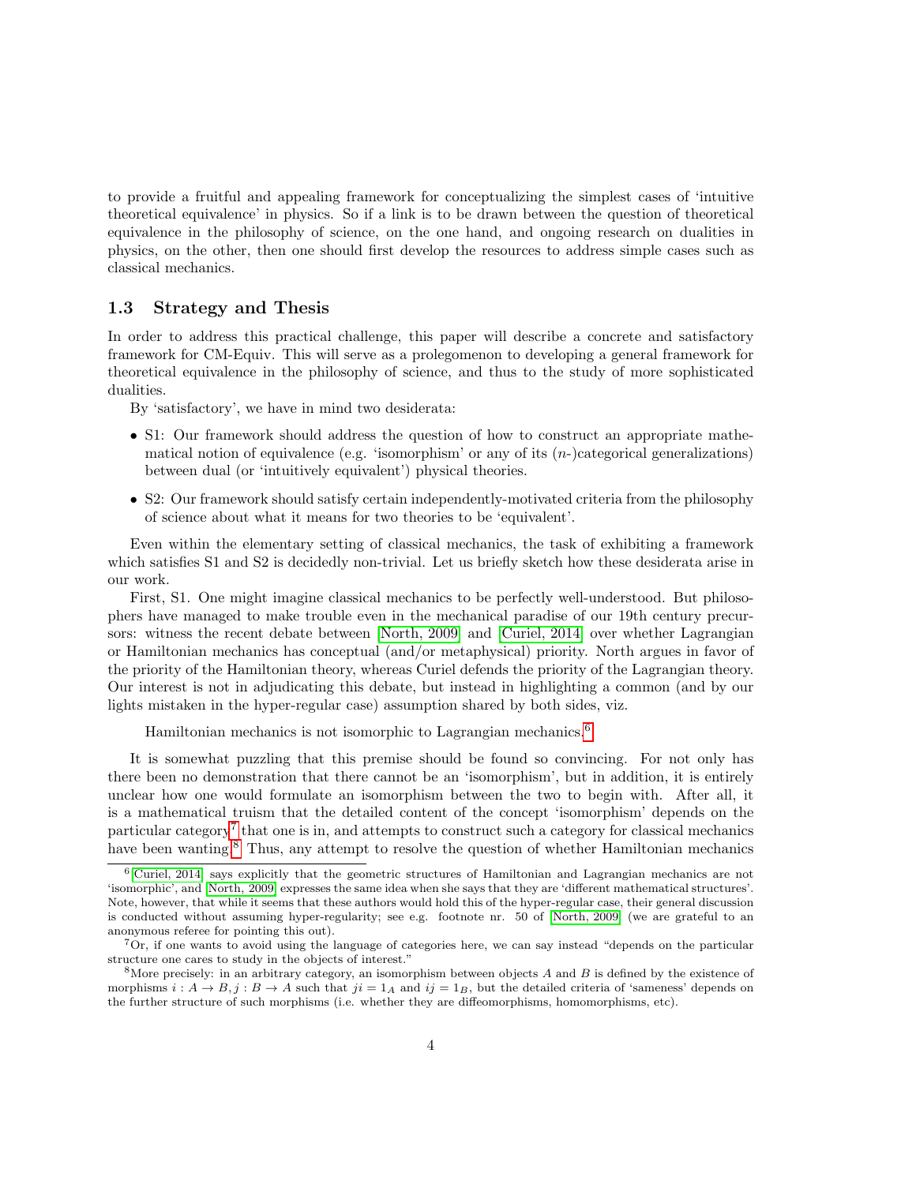to provide a fruitful and appealing framework for conceptualizing the simplest cases of 'intuitive theoretical equivalence' in physics. So if a link is to be drawn between the question of theoretical equivalence in the philosophy of science, on the one hand, and ongoing research on dualities in physics, on the other, then one should first develop the resources to address simple cases such as classical mechanics.

### 1.3 Strategy and Thesis

In order to address this practical challenge, this paper will describe a concrete and satisfactory framework for CM-Equiv. This will serve as a prolegomenon to developing a general framework for theoretical equivalence in the philosophy of science, and thus to the study of more sophisticated dualities.

By 'satisfactory', we have in mind two desiderata:

- S1: Our framework should address the question of how to construct an appropriate mathematical notion of equivalence (e.g. 'isomorphism' or any of its ($n$-)categorical generalizations) between dual (or 'intuitively equivalent') physical theories.
- S2: Our framework should satisfy certain independently-motivated criteria from the philosophy of science about what it means for two theories to be 'equivalent'.

Even within the elementary setting of classical mechanics, the task of exhibiting a framework which satisfies S1 and S2 is decidedly non-trivial. Let us briefly sketch how these desiderata arise in our work.

First, S1. One might imagine classical mechanics to be perfectly well-understood. But philosophers have managed to make trouble even in the mechanical paradise of our 19th century precursors: witness the recent debate between [North, 2009] and [Curiel, 2014] over whether Lagrangian or Hamiltonian mechanics has conceptual (and/or metaphysical) priority. North argues in favor of the priority of the Hamiltonian theory, whereas Curiel defends the priority of the Lagrangian theory. Our interest is not in adjudicating this debate, but instead in highlighting a common (and by our lights mistaken in the hyper-regular case) assumption shared by both sides, viz.

Hamiltonian mechanics is not isomorphic to Lagrangian mechanics.[6]

It is somewhat puzzling that this premise should be found so convincing. For not only has there been no demonstration that there cannot be an 'isomorphism', but in addition, it is entirely unclear how one would formulate an isomorphism between the two to begin with. After all, it is a mathematical truism that the detailed content of the concept 'isomorphism' depends on the particular category[7] that one is in, and attempts to construct such a category for classical mechanics have been wanting.[8] Thus, any attempt to resolve the question of whether Hamiltonian mechanics

---

[6] [Curiel, 2014] says explicitly that the geometric structures of Hamiltonian and Lagrangian mechanics are not 'isomorphic', and [North, 2009] expresses the same idea when she says that they are 'different mathematical structures'. Note, however, that while it seems that these authors would hold this of the hyper-regular case, their general discussion is conducted without assuming hyper-regularity; see e.g. footnote nr. 50 of [North, 2009] (we are grateful to an anonymous referee for pointing this out).

[7] Or, if one wants to avoid using the language of categories here, we can say instead "depends on the particular structure one cares to study in the objects of interest."

[8] More precisely: in an arbitrary category, an isomorphism between objects $A$ and $B$ is defined by the existence of morphisms $i : A \to B, j : B \to A$ such that $ji = 1_A$ and $ij = 1_B$, but the detailed criteria of 'sameness' depends on the further structure of such morphisms (i.e. whether they are diffeomorphisms, homomorphisms, etc).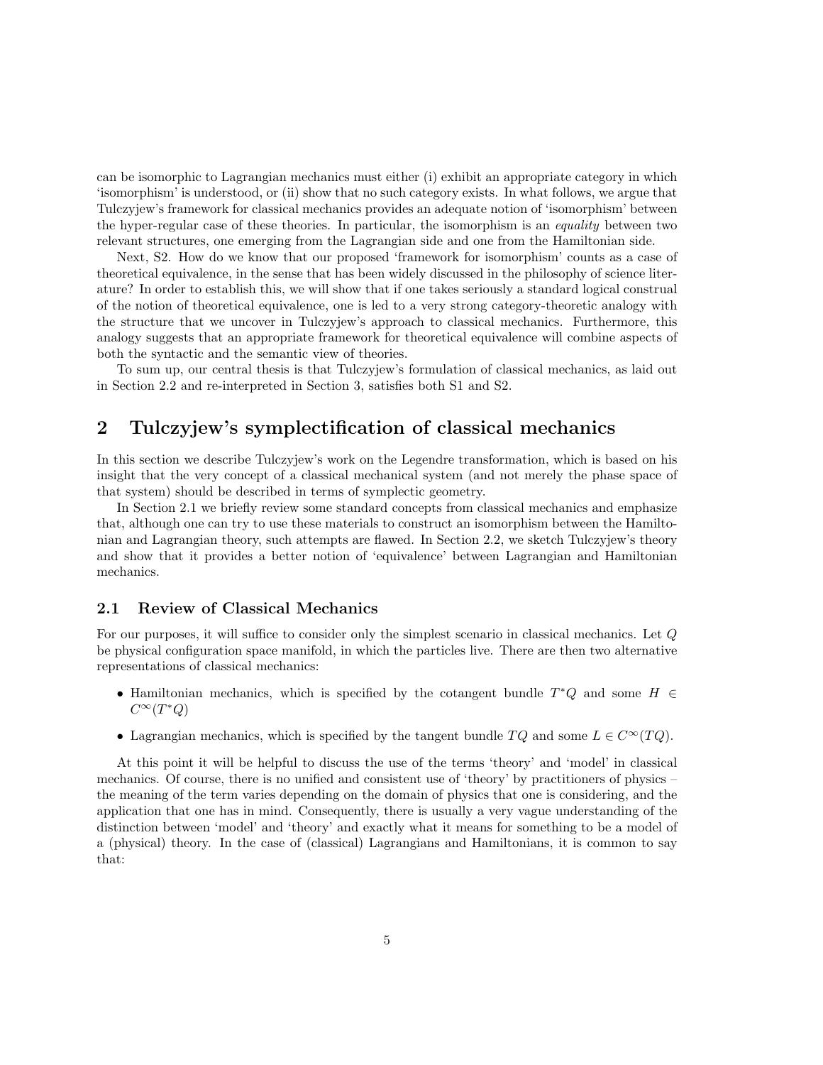can be isomorphic to Lagrangian mechanics must either (i) exhibit an appropriate category in which 'isomorphism' is understood, or (ii) show that no such category exists. In what follows, we argue that Tulczyjew's framework for classical mechanics provides an adequate notion of 'isomorphism' between the hyper-regular case of these theories. In particular, the isomorphism is an *equality* between two relevant structures, one emerging from the Lagrangian side and one from the Hamiltonian side.

Next, S2. How do we know that our proposed 'framework for isomorphism' counts as a case of theoretical equivalence, in the sense that has been widely discussed in the philosophy of science literature? In order to establish this, we will show that if one takes seriously a standard logical construal of the notion of theoretical equivalence, one is led to a very strong category-theoretic analogy with the structure that we uncover in Tulczyjew's approach to classical mechanics. Furthermore, this analogy suggests that an appropriate framework for theoretical equivalence will combine aspects of both the syntactic and the semantic view of theories.

To sum up, our central thesis is that Tulczyjew's formulation of classical mechanics, as laid out in Section 2.2 and re-interpreted in Section 3, satisfies both S1 and S2.

## 2 Tulczyjew's symplectification of classical mechanics

In this section we describe Tulczyjew's work on the Legendre transformation, which is based on his insight that the very concept of a classical mechanical system (and not merely the phase space of that system) should be described in terms of symplectic geometry.

In Section 2.1 we briefly review some standard concepts from classical mechanics and emphasize that, although one can try to use these materials to construct an isomorphism between the Hamiltonian and Lagrangian theory, such attempts are flawed. In Section 2.2, we sketch Tulczyjew's theory and show that it provides a better notion of 'equivalence' between Lagrangian and Hamiltonian mechanics.

### 2.1 Review of Classical Mechanics

For our purposes, it will suffice to consider only the simplest scenario in classical mechanics. Let $Q$ be physical configuration space manifold, in which the particles live. There are then two alternative representations of classical mechanics:

- Hamiltonian mechanics, which is specified by the cotangent bundle $T^*Q$ and some $H \in C^\infty(T^*Q)$
- Lagrangian mechanics, which is specified by the tangent bundle $TQ$ and some $L \in C^\infty(TQ)$.

At this point it will be helpful to discuss the use of the terms 'theory' and 'model' in classical mechanics. Of course, there is no unified and consistent use of 'theory' by practitioners of physics – the meaning of the term varies depending on the domain of physics that one is considering, and the application that one has in mind. Consequently, there is usually a very vague understanding of the distinction between 'model' and 'theory' and exactly what it means for something to be a model of a (physical) theory. In the case of (classical) Lagrangians and Hamiltonians, it is common to say that: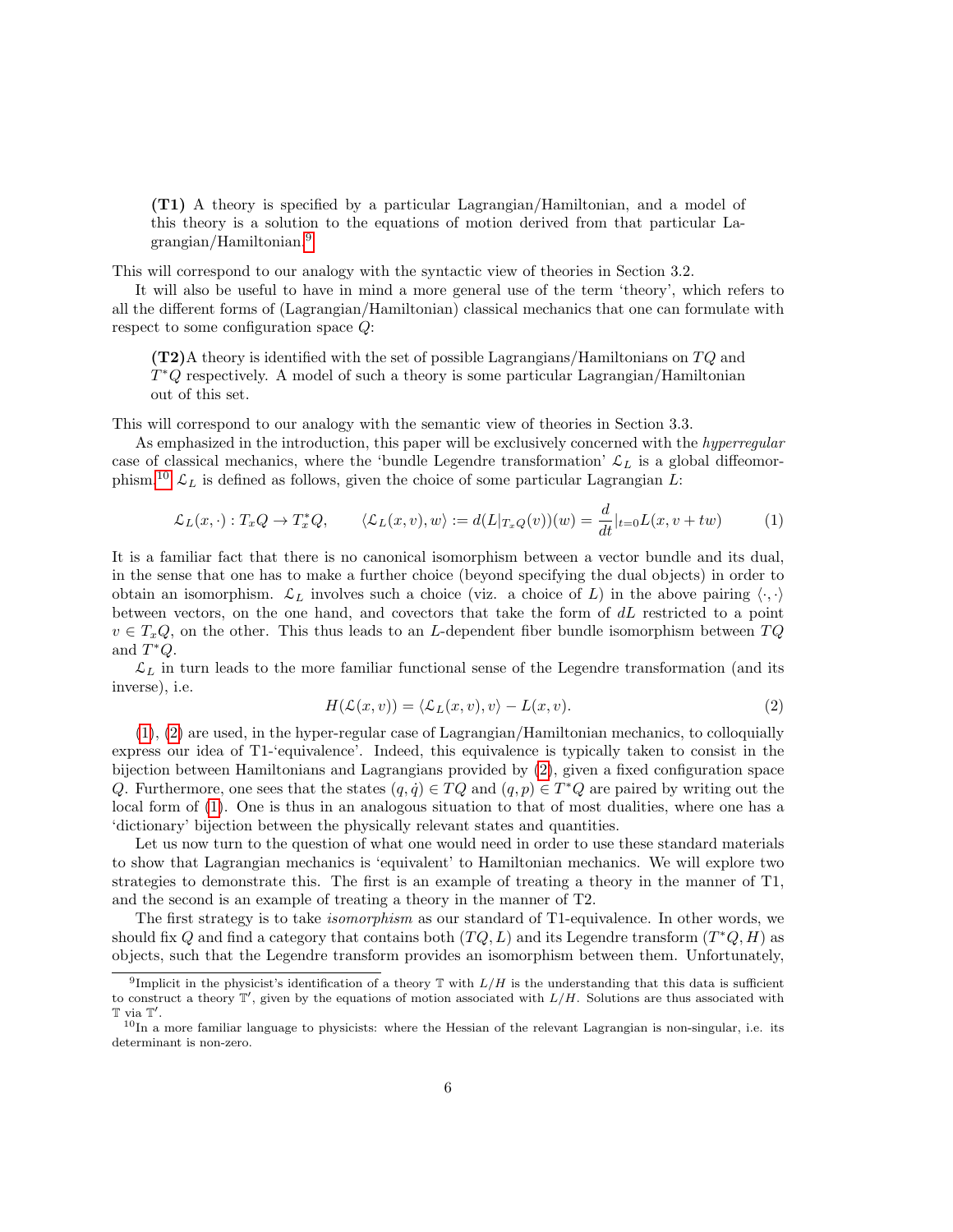**(T1)** A theory is specified by a particular Lagrangian/Hamiltonian, and a model of this theory is a solution to the equations of motion derived from that particular Lagrangian/Hamiltonian.[9]

This will correspond to our analogy with the syntactic view of theories in Section 3.2.

It will also be useful to have in mind a more general use of the term 'theory', which refers to all the different forms of (Lagrangian/Hamiltonian) classical mechanics that one can formulate with respect to some configuration space $Q$:

**(T2)** A theory is identified with the set of possible Lagrangians/Hamiltonians on $TQ$ and $T^*Q$ respectively. A model of such a theory is some particular Lagrangian/Hamiltonian out of this set.

This will correspond to our analogy with the semantic view of theories in Section 3.3.

As emphasized in the introduction, this paper will be exclusively concerned with the *hyperregular* case of classical mechanics, where the 'bundle Legendre transformation' $\mathcal{L}_L$ is a global diffeomorphism.[10] $\mathcal{L}_L$ is defined as follows, given the choice of some particular Lagrangian $L$:

$$\mathcal{L}_L(x,\cdot) : T_xQ \to T_x^*Q, \qquad \langle \mathcal{L}_L(x,v), w\rangle := d(L|_{T_xQ}(v))(w) = \frac{d}{dt}|_{t=0} L(x, v+tw) \tag{1}$$

It is a familiar fact that there is no canonical isomorphism between a vector bundle and its dual, in the sense that one has to make a further choice (beyond specifying the dual objects) in order to obtain an isomorphism. $\mathcal{L}_L$ involves such a choice (viz. a choice of $L$) in the above pairing $\langle\cdot,\cdot\rangle$ between vectors, on the one hand, and covectors that take the form of $dL$ restricted to a point $v \in T_xQ$, on the other. This thus leads to an $L$-dependent fiber bundle isomorphism between $TQ$ and $T^*Q$.

$\mathcal{L}_L$ in turn leads to the more familiar functional sense of the Legendre transformation (and its inverse), i.e.

$$H(\mathcal{L}(x,v)) = \langle \mathcal{L}_L(x,v), v\rangle - L(x,v). \tag{2}$$

(1), (2) are used, in the hyper-regular case of Lagrangian/Hamiltonian mechanics, to colloquially express our idea of T1-'equivalence'. Indeed, this equivalence is typically taken to consist in the bijection between Hamiltonians and Lagrangians provided by (2), given a fixed configuration space $Q$. Furthermore, one sees that the states $(q,\dot{q}) \in TQ$ and $(q,p) \in T^*Q$ are paired by writing out the local form of (1). One is thus in an analogous situation to that of most dualities, where one has a 'dictionary' bijection between the physically relevant states and quantities.

Let us now turn to the question of what one would need in order to use these standard materials to show that Lagrangian mechanics is 'equivalent' to Hamiltonian mechanics. We will explore two strategies to demonstrate this. The first is an example of treating a theory in the manner of T1, and the second is an example of treating a theory in the manner of T2.

The first strategy is to take *isomorphism* as our standard of T1-equivalence. In other words, we should fix $Q$ and find a category that contains both $(TQ, L)$ and its Legendre transform $(T^*Q, H)$ as objects, such that the Legendre transform provides an isomorphism between them. Unfortunately,

[9] Implicit in the physicist's identification of a theory $\mathbb{T}$ with $L/H$ is the understanding that this data is sufficient to construct a theory $\mathbb{T}'$, given by the equations of motion associated with $L/H$. Solutions are thus associated with $\mathbb{T}$ via $\mathbb{T}'$.

[10] In a more familiar language to physicists: where the Hessian of the relevant Lagrangian is non-singular, i.e. its determinant is non-zero.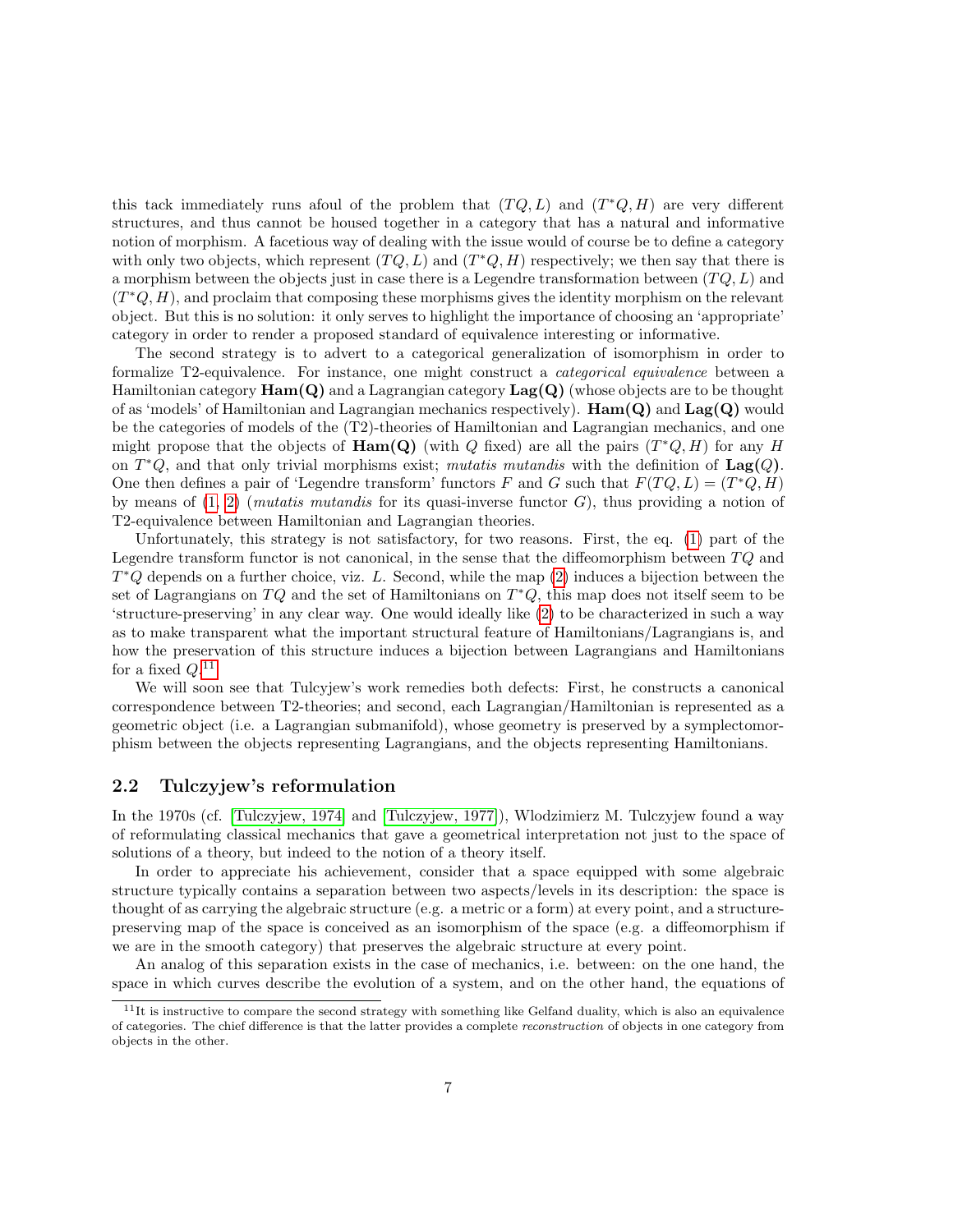this tack immediately runs afoul of the problem that $(TQ, L)$ and $(T^*Q, H)$ are very different structures, and thus cannot be housed together in a category that has a natural and informative notion of morphism. A facetious way of dealing with the issue would of course be to define a category with only two objects, which represent $(TQ, L)$ and $(T^*Q, H)$ respectively; we then say that there is a morphism between the objects just in case there is a Legendre transformation between $(TQ, L)$ and $(T^*Q, H)$, and proclaim that composing these morphisms gives the identity morphism on the relevant object. But this is no solution: it only serves to highlight the importance of choosing an 'appropriate' category in order to render a proposed standard of equivalence interesting or informative.

The second strategy is to advert to a categorical generalization of isomorphism in order to formalize T2-equivalence. For instance, one might construct a *categorical equivalence* between a Hamiltonian category $\mathbf{Ham(Q)}$ and a Lagrangian category $\mathbf{Lag(Q)}$ (whose objects are to be thought of as 'models' of Hamiltonian and Lagrangian mechanics respectively). $\mathbf{Ham(Q)}$ and $\mathbf{Lag(Q)}$ would be the categories of models of the (T2)-theories of Hamiltonian and Lagrangian mechanics, and one might propose that the objects of $\mathbf{Ham(Q)}$ (with $Q$ fixed) are all the pairs $(T^*Q, H)$ for any $H$ on $T^*Q$, and that only trivial morphisms exist; *mutatis mutandis* with the definition of $\mathbf{Lag}(Q)$. One then defines a pair of 'Legendre transform' functors $F$ and $G$ such that $F(TQ, L) = (T^*Q, H)$ by means of (1, 2) (*mutatis mutandis* for its quasi-inverse functor $G$), thus providing a notion of T2-equivalence between Hamiltonian and Lagrangian theories.

Unfortunately, this strategy is not satisfactory, for two reasons. First, the eq. (1) part of the Legendre transform functor is not canonical, in the sense that the diffeomorphism between $TQ$ and $T^*Q$ depends on a further choice, viz. $L$. Second, while the map (2) induces a bijection between the set of Lagrangians on $TQ$ and the set of Hamiltonians on $T^*Q$, this map does not itself seem to be 'structure-preserving' in any clear way. One would ideally like (2) to be characterized in such a way as to make transparent what the important structural feature of Hamiltonians/Lagrangians is, and how the preservation of this structure induces a bijection between Lagrangians and Hamiltonians for a fixed $Q$.[11]

We will soon see that Tulcyjew's work remedies both defects: First, he constructs a canonical correspondence between T2-theories; and second, each Lagrangian/Hamiltonian is represented as a geometric object (i.e. a Lagrangian submanifold), whose geometry is preserved by a symplectomorphism between the objects representing Lagrangians, and the objects representing Hamiltonians.

## 2.2 Tulczyjew's reformulation

In the 1970s (cf. [Tulczyjew, 1974] and [Tulczyjew, 1977]), Wlodzimierz M. Tulczyjew found a way of reformulating classical mechanics that gave a geometrical interpretation not just to the space of solutions of a theory, but indeed to the notion of a theory itself.

In order to appreciate his achievement, consider that a space equipped with some algebraic structure typically contains a separation between two aspects/levels in its description: the space is thought of as carrying the algebraic structure (e.g. a metric or a form) at every point, and a structure-preserving map of the space is conceived as an isomorphism of the space (e.g. a diffeomorphism if we are in the smooth category) that preserves the algebraic structure at every point.

An analog of this separation exists in the case of mechanics, i.e. between: on the one hand, the space in which curves describe the evolution of a system, and on the other hand, the equations of

[11] It is instructive to compare the second strategy with something like Gelfand duality, which is also an equivalence of categories. The chief difference is that the latter provides a complete *reconstruction* of objects in one category from objects in the other.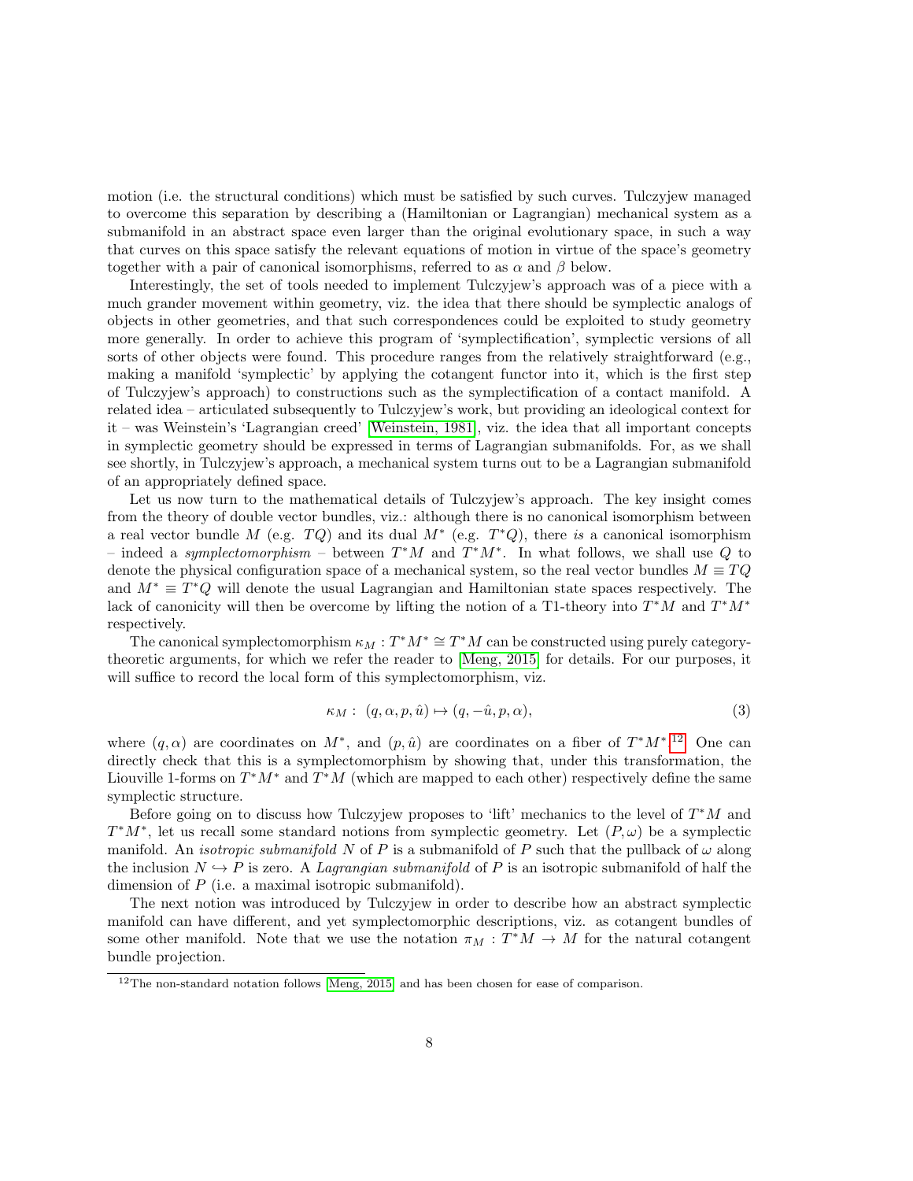motion (i.e. the structural conditions) which must be satisfied by such curves. Tulczyjew managed to overcome this separation by describing a (Hamiltonian or Lagrangian) mechanical system as a submanifold in an abstract space even larger than the original evolutionary space, in such a way that curves on this space satisfy the relevant equations of motion in virtue of the space's geometry together with a pair of canonical isomorphisms, referred to as $\alpha$ and $\beta$ below.

Interestingly, the set of tools needed to implement Tulczyjew's approach was of a piece with a much grander movement within geometry, viz. the idea that there should be symplectic analogs of objects in other geometries, and that such correspondences could be exploited to study geometry more generally. In order to achieve this program of 'symplectification', symplectic versions of all sorts of other objects were found. This procedure ranges from the relatively straightforward (e.g., making a manifold 'symplectic' by applying the cotangent functor into it, which is the first step of Tulczyjew's approach) to constructions such as the symplectification of a contact manifold. A related idea – articulated subsequently to Tulczyjew's work, but providing an ideological context for it – was Weinstein's 'Lagrangian creed' [Weinstein, 1981], viz. the idea that all important concepts in symplectic geometry should be expressed in terms of Lagrangian submanifolds. For, as we shall see shortly, in Tulczyjew's approach, a mechanical system turns out to be a Lagrangian submanifold of an appropriately defined space.

Let us now turn to the mathematical details of Tulczyjew's approach. The key insight comes from the theory of double vector bundles, viz.: although there is no canonical isomorphism between a real vector bundle $M$ (e.g. $TQ$) and its dual $M^*$ (e.g. $T^*Q$), there *is* a canonical isomorphism – indeed a *symplectomorphism* – between $T^*M$ and $T^*M^*$. In what follows, we shall use $Q$ to denote the physical configuration space of a mechanical system, so the real vector bundles $M \equiv TQ$ and $M^* \equiv T^*Q$ will denote the usual Lagrangian and Hamiltonian state spaces respectively. The lack of canonicity will then be overcome by lifting the notion of a T1-theory into $T^*M$ and $T^*M^*$ respectively.

The canonical symplectomorphism $\kappa_M : T^*M^* \cong T^*M$ can be constructed using purely category-theoretic arguments, for which we refer the reader to [Meng, 2015] for details. For our purposes, it will suffice to record the local form of this symplectomorphism, viz.

$$\kappa_M : \ (q, \alpha, p, \hat{u}) \mapsto (q, -\hat{u}, p, \alpha), \tag{3}$$

where $(q, \alpha)$ are coordinates on $M^*$, and $(p, \hat{u})$ are coordinates on a fiber of $T^*M^*$.[12] One can directly check that this is a symplectomorphism by showing that, under this transformation, the Liouville 1-forms on $T^*M^*$ and $T^*M$ (which are mapped to each other) respectively define the same symplectic structure.

Before going on to discuss how Tulczyjew proposes to 'lift' mechanics to the level of $T^*M$ and $T^*M^*$, let us recall some standard notions from symplectic geometry. Let $(P, \omega)$ be a symplectic manifold. An *isotropic submanifold* $N$ of $P$ is a submanifold of $P$ such that the pullback of $\omega$ along the inclusion $N \hookrightarrow P$ is zero. A *Lagrangian submanifold* of $P$ is an isotropic submanifold of half the dimension of $P$ (i.e. a maximal isotropic submanifold).

The next notion was introduced by Tulczyjew in order to describe how an abstract symplectic manifold can have different, and yet symplectomorphic descriptions, viz. as cotangent bundles of some other manifold. Note that we use the notation $\pi_M : T^*M \to M$ for the natural cotangent bundle projection.

[12] The non-standard notation follows [Meng, 2015] and has been chosen for ease of comparison.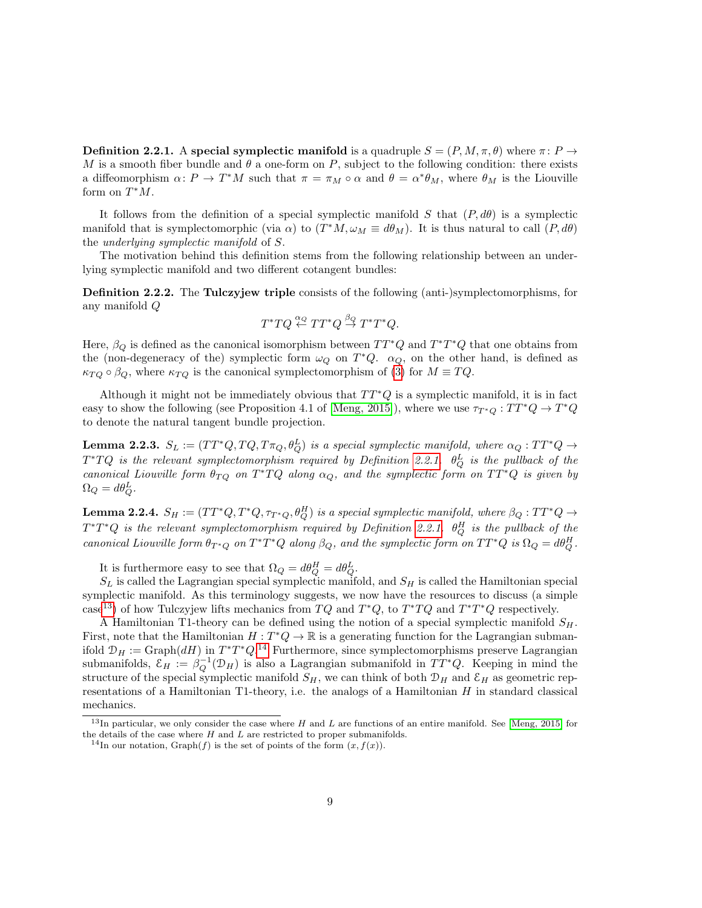**Definition 2.2.1.** A **special symplectic manifold** is a quadruple $S = (P, M, \pi, \theta)$ where $\pi\colon P \to M$ is a smooth fiber bundle and $\theta$ a one-form on $P$, subject to the following condition: there exists a diffeomorphism $\alpha\colon P \to T^*M$ such that $\pi = \pi_M \circ \alpha$ and $\theta = \alpha^*\theta_M$, where $\theta_M$ is the Liouville form on $T^*M$.

It follows from the definition of a special symplectic manifold $S$ that $(P, d\theta)$ is a symplectic manifold that is symplectomorphic (via $\alpha$) to $(T^*M, \omega_M \equiv d\theta_M)$. It is thus natural to call $(P, d\theta)$ the *underlying symplectic manifold* of $S$.

The motivation behind this definition stems from the following relationship between an underlying symplectic manifold and two different cotangent bundles:

**Definition 2.2.2.** The **Tulczyjew triple** consists of the following (anti-)symplectomorphisms, for any manifold $Q$

$$T^*TQ \overset{\alpha_Q}{\leftarrow} TT^*Q \overset{\beta_Q}{\rightarrow} T^*T^*Q.$$

Here, $\beta_Q$ is defined as the canonical isomorphism between $TT^*Q$ and $T^*T^*Q$ that one obtains from the (non-degeneracy of the) symplectic form $\omega_Q$ on $T^*Q$. $\alpha_Q$, on the other hand, is defined as $\kappa_{TQ} \circ \beta_Q$, where $\kappa_{TQ}$ is the canonical symplectomorphism of (3) for $M \equiv TQ$.

Although it might not be immediately obvious that $TT^*Q$ is a symplectic manifold, it is in fact easy to show the following (see Proposition 4.1 of [Meng, 2015]), where we use $\tau_{T^*Q} : TT^*Q \to T^*Q$ to denote the natural tangent bundle projection.

**Lemma 2.2.3.** *$S_L := (TT^*Q, TQ, T\pi_Q, \theta_Q^L)$ is a special symplectic manifold, where $\alpha_Q : TT^*Q \to T^*TQ$ is the relevant symplectomorphism required by Definition 2.2.1. $\theta_Q^L$ is the pullback of the canonical Liouville form $\theta_{TQ}$ on $T^*TQ$ along $\alpha_Q$, and the symplectic form on $TT^*Q$ is given by $\Omega_Q = d\theta_Q^L$.*

**Lemma 2.2.4.** *$S_H := (TT^*Q, T^*Q, \tau_{T^*Q}, \theta_Q^H)$ is a special symplectic manifold, where $\beta_Q : TT^*Q \to T^*T^*Q$ is the relevant symplectomorphism required by Definition 2.2.1. $\theta_Q^H$ is the pullback of the canonical Liouville form $\theta_{T^*Q}$ on $T^*T^*Q$ along $\beta_Q$, and the symplectic form on $TT^*Q$ is $\Omega_Q = d\theta_Q^H$.*

It is furthermore easy to see that $\Omega_Q = d\theta_Q^H = d\theta_Q^L$.

$S_L$ is called the Lagrangian special symplectic manifold, and $S_H$ is called the Hamiltonian special symplectic manifold. As this terminology suggests, we now have the resources to discuss (a simple case[13]) of how Tulczyjew lifts mechanics from $TQ$ and $T^*Q$, to $T^*TQ$ and $T^*T^*Q$ respectively.

A Hamiltonian T1-theory can be defined using the notion of a special symplectic manifold $S_H$. First, note that the Hamiltonian $H : T^*Q \to \mathbb{R}$ is a generating function for the Lagrangian submanifold $\mathcal{D}_H := \text{Graph}(dH)$ in $T^*T^*Q$.[14] Furthermore, since symplectomorphisms preserve Lagrangian submanifolds, $\mathcal{E}_H := \beta_Q^{-1}(\mathcal{D}_H)$ is also a Lagrangian submanifold in $TT^*Q$. Keeping in mind the structure of the special symplectic manifold $S_H$, we can think of both $\mathcal{D}_H$ and $\mathcal{E}_H$ as geometric representations of a Hamiltonian T1-theory, i.e. the analogs of a Hamiltonian $H$ in standard classical mechanics.

[13] In particular, we only consider the case where $H$ and $L$ are functions of an entire manifold. See [Meng, 2015] for the details of the case where $H$ and $L$ are restricted to proper submanifolds.

[14] In our notation, Graph$(f)$ is the set of points of the form $(x, f(x))$.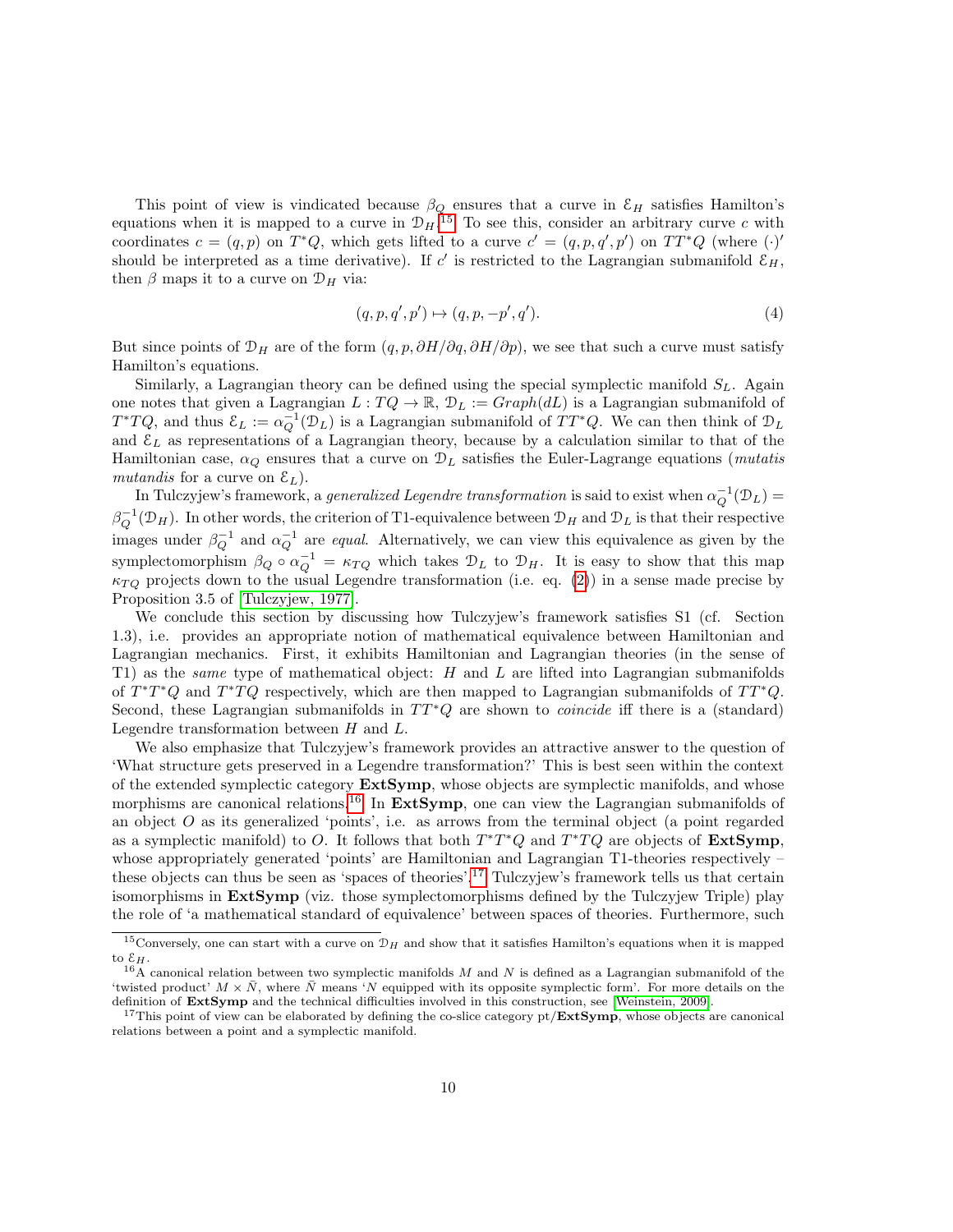This point of view is vindicated because $\beta_Q$ ensures that a curve in $\mathcal{E}_H$ satisfies Hamilton's equations when it is mapped to a curve in $\mathcal{D}_H$.[15] To see this, consider an arbitrary curve $c$ with coordinates $c = (q, p)$ on $T^*Q$, which gets lifted to a curve $c' = (q, p, q', p')$ on $TT^*Q$ (where $(\cdot)'$ should be interpreted as a time derivative). If $c'$ is restricted to the Lagrangian submanifold $\mathcal{E}_H$, then $\beta$ maps it to a curve on $\mathcal{D}_H$ via:

$$(q, p, q', p') \mapsto (q, p, -p', q'). \tag{4}$$

But since points of $\mathcal{D}_H$ are of the form $(q, p, \partial H/\partial q, \partial H/\partial p)$, we see that such a curve must satisfy Hamilton's equations.

Similarly, a Lagrangian theory can be defined using the special symplectic manifold $S_L$. Again one notes that given a Lagrangian $L : TQ \to \mathbb{R}$, $\mathcal{D}_L := Graph(dL)$ is a Lagrangian submanifold of $T^*TQ$, and thus $\mathcal{E}_L := \alpha_Q^{-1}(\mathcal{D}_L)$ is a Lagrangian submanifold of $TT^*Q$. We can then think of $\mathcal{D}_L$ and $\mathcal{E}_L$ as representations of a Lagrangian theory, because by a calculation similar to that of the Hamiltonian case, $\alpha_Q$ ensures that a curve on $\mathcal{D}_L$ satisfies the Euler-Lagrange equations (*mutatis mutandis* for a curve on $\mathcal{E}_L$).

In Tulczyjew's framework, a *generalized Legendre transformation* is said to exist when $\alpha_Q^{-1}(\mathcal{D}_L) = \beta_Q^{-1}(\mathcal{D}_H)$. In other words, the criterion of T1-equivalence between $\mathcal{D}_H$ and $\mathcal{D}_L$ is that their respective images under $\beta_Q^{-1}$ and $\alpha_Q^{-1}$ are *equal*. Alternatively, we can view this equivalence as given by the symplectomorphism $\beta_Q \circ \alpha_Q^{-1} = \kappa_{TQ}$ which takes $\mathcal{D}_L$ to $\mathcal{D}_H$. It is easy to show that this map $\kappa_{TQ}$ projects down to the usual Legendre transformation (i.e. eq. (2)) in a sense made precise by Proposition 3.5 of [Tulczyjew, 1977].

We conclude this section by discussing how Tulczyjew's framework satisfies S1 (cf. Section 1.3), i.e. provides an appropriate notion of mathematical equivalence between Hamiltonian and Lagrangian mechanics. First, it exhibits Hamiltonian and Lagrangian theories (in the sense of T1) as the *same* type of mathematical object: $H$ and $L$ are lifted into Lagrangian submanifolds of $T^*T^*Q$ and $T^*TQ$ respectively, which are then mapped to Lagrangian submanifolds of $TT^*Q$. Second, these Lagrangian submanifolds in $TT^*Q$ are shown to *coincide* iff there is a (standard) Legendre transformation between $H$ and $L$.

We also emphasize that Tulczyjew's framework provides an attractive answer to the question of 'What structure gets preserved in a Legendre transformation?' This is best seen within the context of the extended symplectic category **ExtSymp**, whose objects are symplectic manifolds, and whose morphisms are canonical relations.[16] In **ExtSymp**, one can view the Lagrangian submanifolds of an object $O$ as its generalized 'points', i.e. as arrows from the terminal object (a point regarded as a symplectic manifold) to $O$. It follows that both $T^*T^*Q$ and $T^*TQ$ are objects of **ExtSymp**, whose appropriately generated 'points' are Hamiltonian and Lagrangian T1-theories respectively – these objects can thus be seen as 'spaces of theories'.[17] Tulczyjew's framework tells us that certain isomorphisms in **ExtSymp** (viz. those symplectomorphisms defined by the Tulczyjew Triple) play the role of 'a mathematical standard of equivalence' between spaces of theories. Furthermore, such

---

[15] Conversely, one can start with a curve on $\mathcal{D}_H$ and show that it satisfies Hamilton's equations when it is mapped to $\mathcal{E}_H$.

[16] A canonical relation between two symplectic manifolds $M$ and $N$ is defined as a Lagrangian submanifold of the 'twisted product' $M \times \bar{N}$, where $\bar{N}$ means '$N$ equipped with its opposite symplectic form'. For more details on the definition of **ExtSymp** and the technical difficulties involved in this construction, see [Weinstein, 2009].

[17] This point of view can be elaborated by defining the co-slice category pt/**ExtSymp**, whose objects are canonical relations between a point and a symplectic manifold.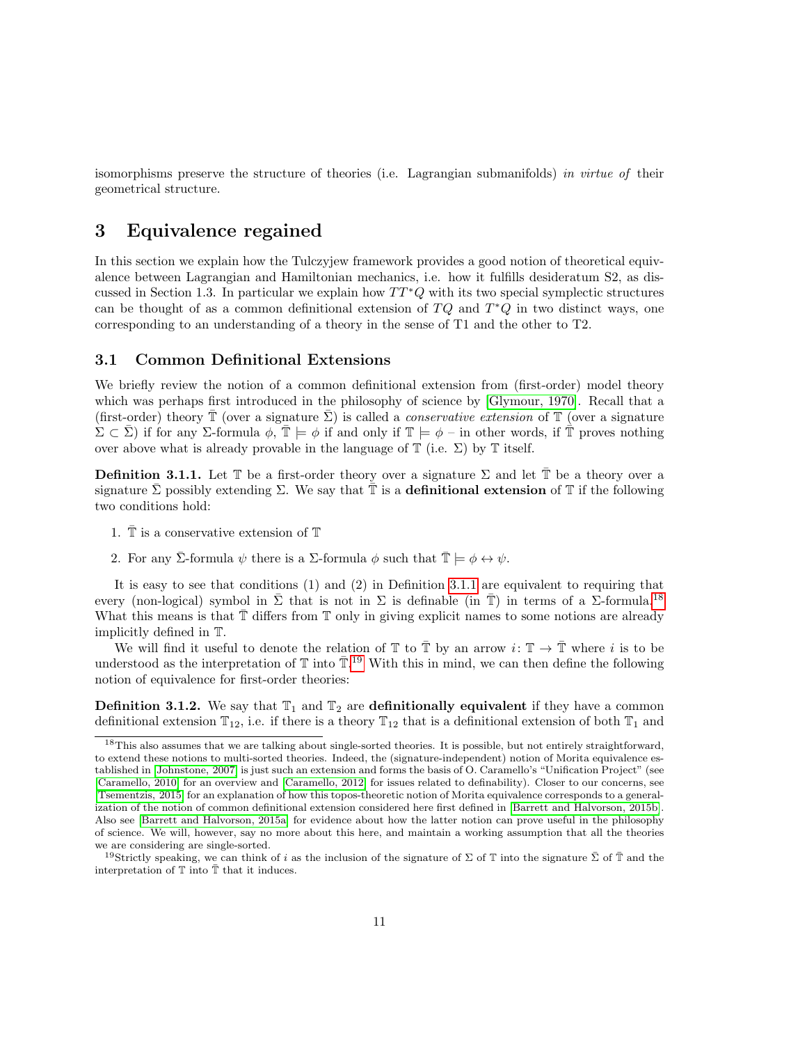isomorphisms preserve the structure of theories (i.e. Lagrangian submanifolds) *in virtue of* their geometrical structure.

# 3 Equivalence regained

In this section we explain how the Tulczyjew framework provides a good notion of theoretical equivalence between Lagrangian and Hamiltonian mechanics, i.e. how it fulfills desideratum S2, as discussed in Section 1.3. In particular we explain how $TT^*Q$ with its two special symplectic structures can be thought of as a common definitional extension of $TQ$ and $T^*Q$ in two distinct ways, one corresponding to an understanding of a theory in the sense of T1 and the other to T2.

## 3.1 Common Definitional Extensions

We briefly review the notion of a common definitional extension from (first-order) model theory which was perhaps first introduced in the philosophy of science by [Glymour, 1970]. Recall that a (first-order) theory $\bar{\mathbb{T}}$ (over a signature $\bar{\Sigma}$) is called a *conservative extension* of $\mathbb{T}$ (over a signature $\Sigma \subset \bar{\Sigma}$) if for any $\Sigma$-formula $\phi$, $\bar{\mathbb{T}} \models \phi$ if and only if $\mathbb{T} \models \phi$ – in other words, if $\bar{\mathbb{T}}$ proves nothing over above what is already provable in the language of $\mathbb{T}$ (i.e. $\Sigma$) by $\mathbb{T}$ itself.

**Definition 3.1.1.** Let $\mathbb{T}$ be a first-order theory over a signature $\Sigma$ and let $\bar{\mathbb{T}}$ be a theory over a signature $\bar{\Sigma}$ possibly extending $\Sigma$. We say that $\bar{\mathbb{T}}$ is a **definitional extension** of $\mathbb{T}$ if the following two conditions hold:

1. $\bar{\mathbb{T}}$ is a conservative extension of $\mathbb{T}$
2. For any $\bar{\Sigma}$-formula $\psi$ there is a $\Sigma$-formula $\phi$ such that $\bar{\mathbb{T}} \models \phi \leftrightarrow \psi$.

It is easy to see that conditions (1) and (2) in Definition 3.1.1 are equivalent to requiring that every (non-logical) symbol in $\bar{\Sigma}$ that is not in $\Sigma$ is definable (in $\bar{\mathbb{T}}$) in terms of a $\Sigma$-formula.[18] What this means is that $\bar{\mathbb{T}}$ differs from $\mathbb{T}$ only in giving explicit names to some notions are already implicitly defined in $\mathbb{T}$.

We will find it useful to denote the relation of $\mathbb{T}$ to $\bar{\mathbb{T}}$ by an arrow $i\colon \mathbb{T} \to \bar{\mathbb{T}}$ where $i$ is to be understood as the interpretation of $\mathbb{T}$ into $\bar{\mathbb{T}}$.[19] With this in mind, we can then define the following notion of equivalence for first-order theories:

**Definition 3.1.2.** We say that $\mathbb{T}_1$ and $\mathbb{T}_2$ are **definitionally equivalent** if they have a common definitional extension $\mathbb{T}_{12}$, i.e. if there is a theory $\mathbb{T}_{12}$ that is a definitional extension of both $\mathbb{T}_1$ and

---

[18] This also assumes that we are talking about single-sorted theories. It is possible, but not entirely straightforward, to extend these notions to multi-sorted theories. Indeed, the (signature-independent) notion of Morita equivalence established in [Johnstone, 2007] is just such an extension and forms the basis of O. Caramello's "Unification Project" (see [Caramello, 2010] for an overview and [Caramello, 2012] for issues related to definability). Closer to our concerns, see [Tsementzis, 2015] for an explanation of how this topos-theoretic notion of Morita equivalence corresponds to a generalization of the notion of common definitional extension considered here first defined in [Barrett and Halvorson, 2015b]. Also see [Barrett and Halvorson, 2015a] for evidence about how the latter notion can prove useful in the philosophy of science. We will, however, say no more about this here, and maintain a working assumption that all the theories we are considering are single-sorted.

[19] Strictly speaking, we can think of $i$ as the inclusion of the signature of $\Sigma$ of $\mathbb{T}$ into the signature $\bar{\Sigma}$ of $\bar{\mathbb{T}}$ and the interpretation of $\mathbb{T}$ into $\bar{\mathbb{T}}$ that it induces.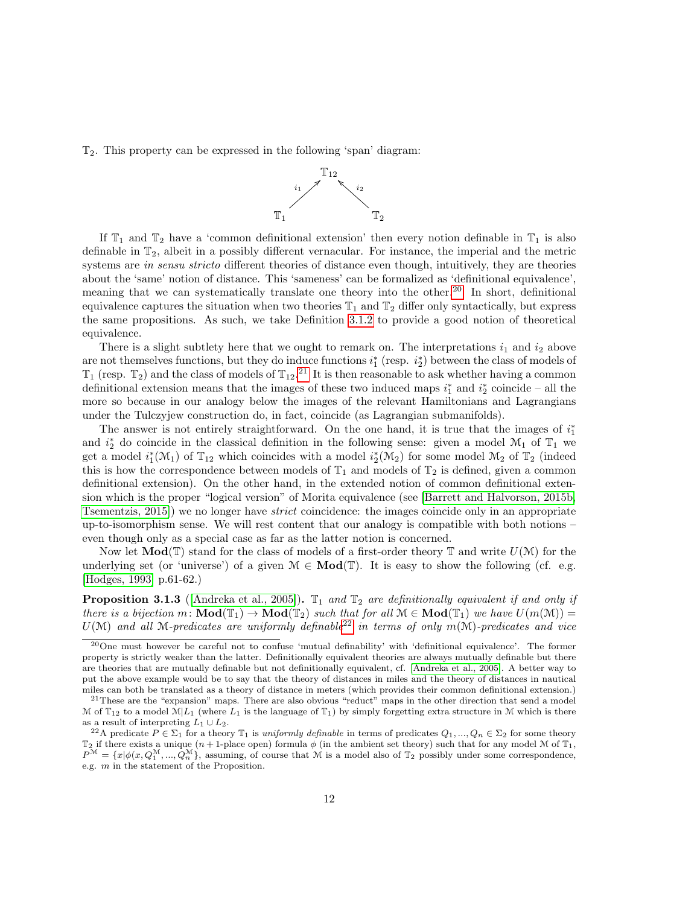$\mathbb{T}_2$. This property can be expressed in the following 'span' diagram:

$$\begin{array}{ccc} & \mathbb{T}_{12} & \\ {}^{i_1}\nearrow & & \nwarrow^{i_2} \\ \mathbb{T}_1 & & \mathbb{T}_2 \end{array}$$

If $\mathbb{T}_1$ and $\mathbb{T}_2$ have a 'common definitional extension' then every notion definable in $\mathbb{T}_1$ is also definable in $\mathbb{T}_2$, albeit in a possibly different vernacular. For instance, the imperial and the metric systems are *in sensu stricto* different theories of distance even though, intuitively, they are theories about the 'same' notion of distance. This 'sameness' can be formalized as 'definitional equivalence', meaning that we can systematically translate one theory into the other.[20] In short, definitional equivalence captures the situation when two theories $\mathbb{T}_1$ and $\mathbb{T}_2$ differ only syntactically, but express the same propositions. As such, we take Definition 3.1.2 to provide a good notion of theoretical equivalence.

There is a slight subtlety here that we ought to remark on. The interpretations $i_1$ and $i_2$ above are not themselves functions, but they do induce functions $i_1^*$ (resp. $i_2^*$) between the class of models of $\mathbb{T}_1$ (resp. $\mathbb{T}_2$) and the class of models of $\mathbb{T}_{12}$.[21] It is then reasonable to ask whether having a common definitional extension means that the images of these two induced maps $i_1^*$ and $i_2^*$ coincide – all the more so because in our analogy below the images of the relevant Hamiltonians and Lagrangians under the Tulczyjew construction do, in fact, coincide (as Lagrangian submanifolds).

The answer is not entirely straightforward. On the one hand, it is true that the images of $i_1^*$ and $i_2^*$ do coincide in the classical definition in the following sense: given a model $\mathcal{M}_1$ of $\mathbb{T}_1$ we get a model $i_1^*(\mathcal{M}_1)$ of $\mathbb{T}_{12}$ which coincides with a model $i_2^*(\mathcal{M}_2)$ for some model $\mathcal{M}_2$ of $\mathbb{T}_2$ (indeed this is how the correspondence between models of $\mathbb{T}_1$ and models of $\mathbb{T}_2$ is defined, given a common definitional extension). On the other hand, in the extended notion of common definitional extension which is the proper "logical version" of Morita equivalence (see [Barrett and Halvorson, 2015b, Tsementzis, 2015]) we no longer have *strict* coincidence: the images coincide only in an appropriate up-to-isomorphism sense. We will rest content that our analogy is compatible with both notions – even though only as a special case as far as the latter notion is concerned.

Now let $\mathbf{Mod}(\mathbb{T})$ stand for the class of models of a first-order theory $\mathbb{T}$ and write $U(\mathcal{M})$ for the underlying set (or 'universe') of a given $\mathcal{M} \in \mathbf{Mod}(\mathbb{T})$. It is easy to show the following (cf. e.g. [Hodges, 1993, p.61-62.)

**Proposition 3.1.3** ([Andreka et al., 2005]). *$\mathbb{T}_1$ and $\mathbb{T}_2$ are definitionally equivalent if and only if there is a bijection $m\colon \mathbf{Mod}(\mathbb{T}_1) \to \mathbf{Mod}(\mathbb{T}_2)$ such that for all $\mathcal{M} \in \mathbf{Mod}(\mathbb{T}_1)$ we have $U(m(\mathcal{M})) = U(\mathcal{M})$ and all $\mathcal{M}$-predicates are uniformly definable*[22] *in terms of only $m(\mathcal{M})$-predicates and vice*

---

[20] One must however be careful not to confuse 'mutual definability' with 'definitional equivalence'. The former property is strictly weaker than the latter. Definitionally equivalent theories are always mutually definable but there are theories that are mutually definable but not definitionally equivalent, cf. [Andreka et al., 2005]. A better way to put the above example would be to say that the theory of distances in miles and the theory of distances in nautical miles can both be translated as a theory of distance in meters (which provides their common definitional extension.)

[21] These are the "expansion" maps. There are also obvious "reduct" maps in the other direction that send a model $\mathcal{M}$ of $\mathbb{T}_{12}$ to a model $\mathcal{M}|L_1$ (where $L_1$ is the language of $\mathbb{T}_1$) by simply forgetting extra structure in $\mathcal{M}$ which is there as a result of interpreting $L_1 \cup L_2$.

[22] A predicate $P \in \Sigma_1$ for a theory $\mathbb{T}_1$ is *uniformly definable* in terms of predicates $Q_1, ..., Q_n \in \Sigma_2$ for some theory $\mathbb{T}_2$ if there exists a unique ($n+1$-place open) formula $\phi$ (in the ambient set theory) such that for any model $\mathcal{M}$ of $\mathbb{T}_1$, $P^{\mathcal{M}} = \{x|\phi(x, Q_1^{\mathcal{M}}, ..., Q_n^{\mathcal{M}}\}$, assuming, of course that $\mathcal{M}$ is a model also of $\mathbb{T}_2$ possibly under some correspondence, e.g. $m$ in the statement of the Proposition.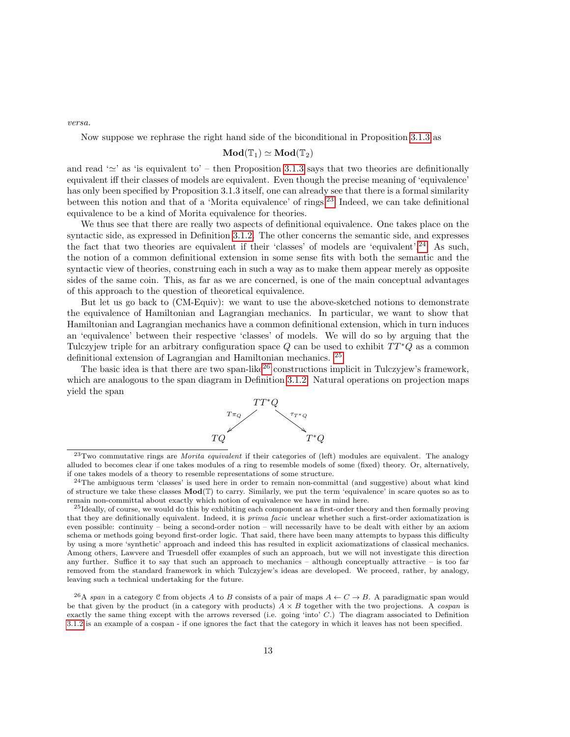*versa.*

Now suppose we rephrase the right hand side of the biconditional in Proposition 3.1.3 as

$$\mathbf{Mod}(\mathbb{T}_1) \simeq \mathbf{Mod}(\mathbb{T}_2)$$

and read '$\simeq$' as 'is equivalent to' – then Proposition 3.1.3 says that two theories are definitionally equivalent iff their classes of models are equivalent. Even though the precise meaning of 'equivalence' has only been specified by Proposition 3.1.3 itself, one can already see that there is a formal similarity between this notion and that of a 'Morita equivalence' of rings.[23] Indeed, we can take definitional equivalence to be a kind of Morita equivalence for theories.

We thus see that there are really two aspects of definitional equivalence. One takes place on the syntactic side, as expressed in Definition 3.1.2. The other concerns the semantic side, and expresses the fact that two theories are equivalent if their 'classes' of models are 'equivalent'.[24] As such, the notion of a common definitional extension in some sense fits with both the semantic and the syntactic view of theories, construing each in such a way as to make them appear merely as opposite sides of the same coin. This, as far as we are concerned, is one of the main conceptual advantages of this approach to the question of theoretical equivalence.

But let us go back to (CM-Equiv): we want to use the above-sketched notions to demonstrate the equivalence of Hamiltonian and Lagrangian mechanics. In particular, we want to show that Hamiltonian and Lagrangian mechanics have a common definitional extension, which in turn induces an 'equivalence' between their respective 'classes' of models. We will do so by arguing that the Tulczyjew triple for an arbitrary configuration space $Q$ can be used to exhibit $TT^*Q$ as a common definitional extension of Lagrangian and Hamiltonian mechanics. [25]

The basic idea is that there are two span-like[26] constructions implicit in Tulczyjew's framework, which are analogous to the span diagram in Definition 3.1.2. Natural operations on projection maps yield the span

$$TQ \xleftarrow{\;T\pi_Q\;} TT^*Q \xrightarrow{\;\tau_{T^*Q}\;} T^*Q$$

[23] Two commutative rings are *Morita equivalent* if their categories of (left) modules are equivalent. The analogy alluded to becomes clear if one takes modules of a ring to resemble models of some (fixed) theory. Or, alternatively, if one takes models of a theory to resemble representations of some structure.

[24] The ambiguous term 'classes' is used here in order to remain non-committal (and suggestive) about what kind of structure we take these classes $\mathbf{Mod}(\mathbb{T})$ to carry. Similarly, we put the term 'equivalence' in scare quotes so as to remain non-committal about exactly which notion of equivalence we have in mind here.

[25] Ideally, of course, we would do this by exhibiting each component as a first-order theory and then formally proving that they are definitionally equivalent. Indeed, it is *prima facie* unclear whether such a first-order axiomatization is even possible: continuity – being a second-order notion – will necessarily have to be dealt with either by an axiom schema or methods going beyond first-order logic. That said, there have been many attempts to bypass this difficulty by using a more 'synthetic' approach and indeed this has resulted in explicit axiomatizations of classical mechanics. Among others, Lawvere and Truesdell offer examples of such an approach, but we will not investigate this direction any further. Suffice it to say that such an approach to mechanics – although conceptually attractive – is too far removed from the standard framework in which Tulczyjew's ideas are developed. We proceed, rather, by analogy, leaving such a technical undertaking for the future.

[26] A *span* in a category $\mathcal{C}$ from objects $A$ to $B$ consists of a pair of maps $A \leftarrow C \rightarrow B$. A paradigmatic span would be that given by the product (in a category with products) $A \times B$ together with the two projections. A *cospan* is exactly the same thing except with the arrows reversed (i.e. going 'into' $C$.) The diagram associated to Definition 3.1.2 is an example of a cospan - if one ignores the fact that the category in which it leaves has not been specified.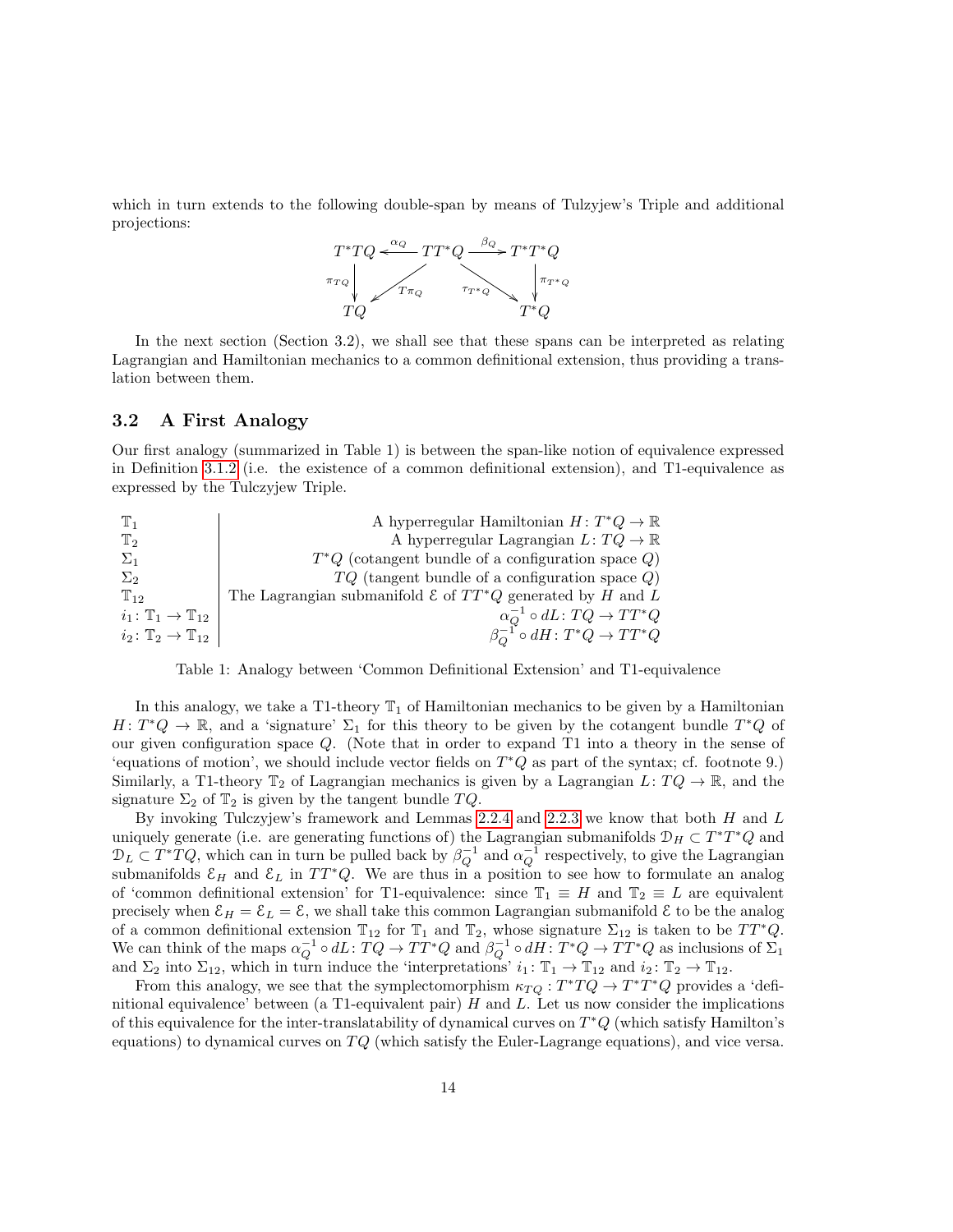which in turn extends to the following double-span by means of Tulzyjew's Triple and additional projections:

$$
\begin{array}{ccccc}
T^*TQ & \xleftarrow{\alpha_Q} & TT^*Q & \xrightarrow{\beta_Q} & T^*T^*Q \\
\downarrow{\scriptstyle \pi_{TQ}} & \swarrow{\scriptstyle T\pi_Q} & & \searrow{\scriptstyle \tau_{T^*Q}} & \downarrow{\scriptstyle \pi_{T^*Q}} \\
TQ & & & & T^*Q
\end{array}
$$

In the next section (Section 3.2), we shall see that these spans can be interpreted as relating Lagrangian and Hamiltonian mechanics to a common definitional extension, thus providing a translation between them.

### 3.2 A First Analogy

Our first analogy (summarized in Table 1) is between the span-like notion of equivalence expressed in Definition 3.1.2 (i.e. the existence of a common definitional extension), and T1-equivalence as expressed by the Tulczyjew Triple.

| | |
|---|---:|
| $\mathbb{T}_1$ | A hyperregular Hamiltonian $H\colon T^*Q \to \mathbb{R}$ |
| $\mathbb{T}_2$ | A hyperregular Lagrangian $L\colon TQ \to \mathbb{R}$ |
| $\Sigma_1$ | $T^*Q$ (cotangent bundle of a configuration space $Q$) |
| $\Sigma_2$ | $TQ$ (tangent bundle of a configuration space $Q$) |
| $\mathbb{T}_{12}$ | The Lagrangian submanifold $\mathcal{E}$ of $TT^*Q$ generated by $H$ and $L$ |
| $i_1\colon \mathbb{T}_1 \to \mathbb{T}_{12}$ | $\alpha_Q^{-1} \circ dL\colon TQ \to TT^*Q$ |
| $i_2\colon \mathbb{T}_2 \to \mathbb{T}_{12}$ | $\beta_Q^{-1} \circ dH\colon T^*Q \to TT^*Q$ |

Table 1: Analogy between 'Common Definitional Extension' and T1-equivalence

In this analogy, we take a T1-theory $\mathbb{T}_1$ of Hamiltonian mechanics to be given by a Hamiltonian $H\colon T^*Q \to \mathbb{R}$, and a 'signature' $\Sigma_1$ for this theory to be given by the cotangent bundle $T^*Q$ of our given configuration space $Q$. (Note that in order to expand T1 into a theory in the sense of 'equations of motion', we should include vector fields on $T^*Q$ as part of the syntax; cf. footnote 9.) Similarly, a T1-theory $\mathbb{T}_2$ of Lagrangian mechanics is given by a Lagrangian $L\colon TQ \to \mathbb{R}$, and the signature $\Sigma_2$ of $\mathbb{T}_2$ is given by the tangent bundle $TQ$.

By invoking Tulczyjew's framework and Lemmas 2.2.4 and 2.2.3 we know that both $H$ and $L$ uniquely generate (i.e. are generating functions of) the Lagrangian submanifolds $\mathcal{D}_H \subset T^*T^*Q$ and $\mathcal{D}_L \subset T^*TQ$, which can in turn be pulled back by $\beta_Q^{-1}$ and $\alpha_Q^{-1}$ respectively, to give the Lagrangian submanifolds $\mathcal{E}_H$ and $\mathcal{E}_L$ in $TT^*Q$. We are thus in a position to see how to formulate an analog of 'common definitional extension' for T1-equivalence: since $\mathbb{T}_1 \equiv H$ and $\mathbb{T}_2 \equiv L$ are equivalent precisely when $\mathcal{E}_H = \mathcal{E}_L = \mathcal{E}$, we shall take this common Lagrangian submanifold $\mathcal{E}$ to be the analog of a common definitional extension $\mathbb{T}_{12}$ for $\mathbb{T}_1$ and $\mathbb{T}_2$, whose signature $\Sigma_{12}$ is taken to be $TT^*Q$. We can think of the maps $\alpha_Q^{-1} \circ dL\colon TQ \to TT^*Q$ and $\beta_Q^{-1} \circ dH\colon T^*Q \to TT^*Q$ as inclusions of $\Sigma_1$ and $\Sigma_2$ into $\Sigma_{12}$, which in turn induce the 'interpretations' $i_1\colon \mathbb{T}_1 \to \mathbb{T}_{12}$ and $i_2\colon \mathbb{T}_2 \to \mathbb{T}_{12}$.

From this analogy, we see that the symplectomorphism $\kappa_{TQ} : T^*TQ \to T^*T^*Q$ provides a 'definitional equivalence' between (a T1-equivalent pair) $H$ and $L$. Let us now consider the implications of this equivalence for the inter-translatability of dynamical curves on $T^*Q$ (which satisfy Hamilton's equations) to dynamical curves on $TQ$ (which satisfy the Euler-Lagrange equations), and vice versa.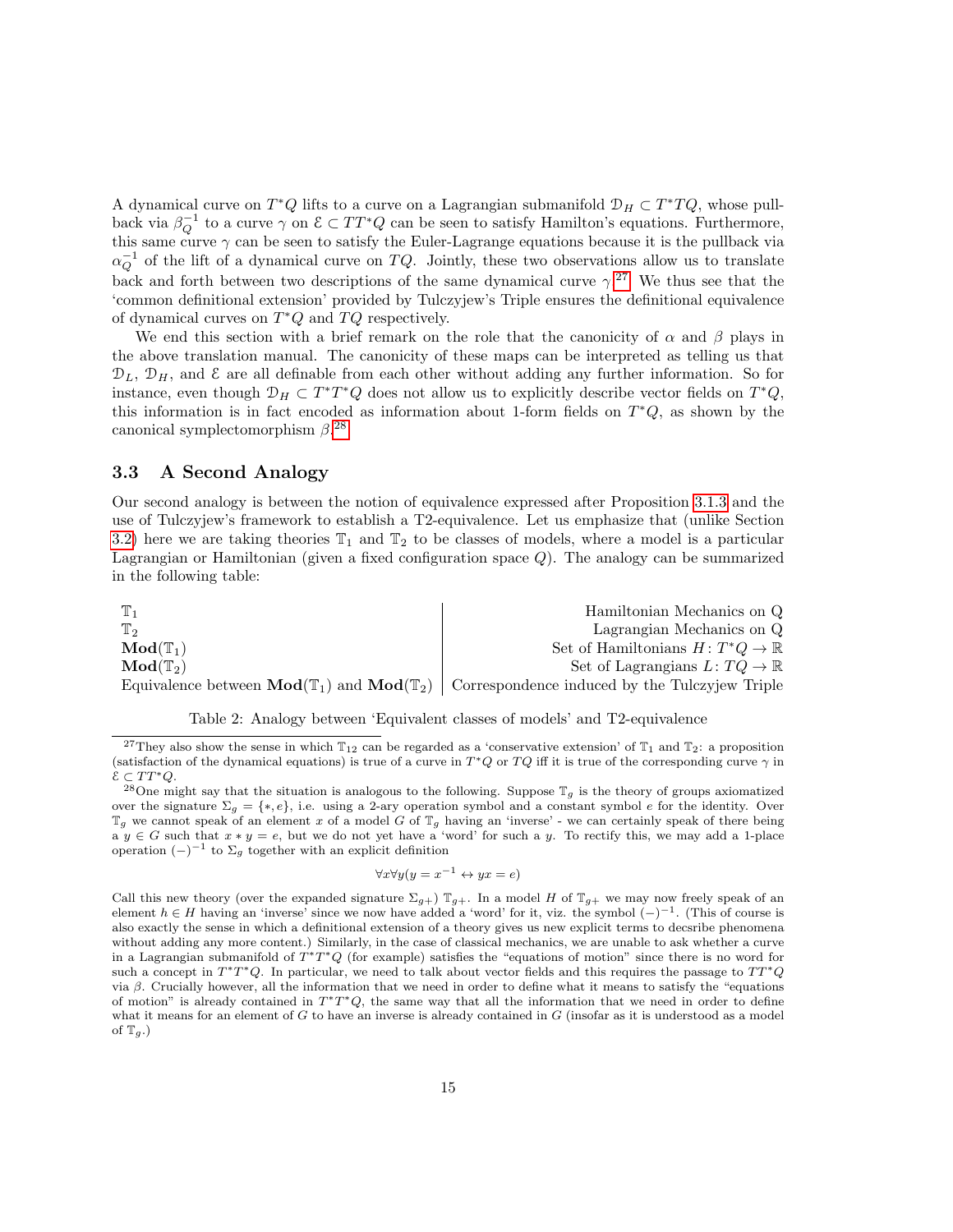A dynamical curve on $T^*Q$ lifts to a curve on a Lagrangian submanifold $\mathcal{D}_H \subset T^*TQ$, whose pullback via $\beta_Q^{-1}$ to a curve $\gamma$ on $\mathcal{E} \subset TT^*Q$ can be seen to satisfy Hamilton's equations. Furthermore, this same curve $\gamma$ can be seen to satisfy the Euler-Lagrange equations because it is the pullback via $\alpha_Q^{-1}$ of the lift of a dynamical curve on $TQ$. Jointly, these two observations allow us to translate back and forth between two descriptions of the same dynamical curve $\gamma$.[27] We thus see that the 'common definitional extension' provided by Tulczyjew's Triple ensures the definitional equivalence of dynamical curves on $T^*Q$ and $TQ$ respectively.

We end this section with a brief remark on the role that the canonicity of $\alpha$ and $\beta$ plays in the above translation manual. The canonicity of these maps can be interpreted as telling us that $\mathcal{D}_L$, $\mathcal{D}_H$, and $\mathcal{E}$ are all definable from each other without adding any further information. So for instance, even though $\mathcal{D}_H \subset T^*T^*Q$ does not allow us to explicitly describe vector fields on $T^*Q$, this information is in fact encoded as information about 1-form fields on $T^*Q$, as shown by the canonical symplectomorphism $\beta$.[28]

### 3.3 A Second Analogy

Our second analogy is between the notion of equivalence expressed after Proposition 3.1.3 and the use of Tulczyjew's framework to establish a T2-equivalence. Let us emphasize that (unlike Section 3.2) here we are taking theories $\mathbb{T}_1$ and $\mathbb{T}_2$ to be classes of models, where a model is a particular Lagrangian or Hamiltonian (given a fixed configuration space $Q$). The analogy can be summarized in the following table:

| | |
|---|---|
| $\mathbb{T}_1$ | Hamiltonian Mechanics on Q |
| $\mathbb{T}_2$ | Lagrangian Mechanics on Q |
| $\mathbf{Mod}(\mathbb{T}_1)$ | Set of Hamiltonians $H\colon T^*Q \to \mathbb{R}$ |
| $\mathbf{Mod}(\mathbb{T}_2)$ | Set of Lagrangians $L\colon TQ \to \mathbb{R}$ |
| Equivalence between $\mathbf{Mod}(\mathbb{T}_1)$ and $\mathbf{Mod}(\mathbb{T}_2)$ | Correspondence induced by the Tulczyjew Triple |

Table 2: Analogy between 'Equivalent classes of models' and T2-equivalence

[27] They also show the sense in which $\mathbb{T}_{12}$ can be regarded as a 'conservative extension' of $\mathbb{T}_1$ and $\mathbb{T}_2$: a proposition (satisfaction of the dynamical equations) is true of a curve in $T^*Q$ or $TQ$ iff it is true of the corresponding curve $\gamma$ in $\mathcal{E} \subset TT^*Q$.

[28] One might say that the situation is analogous to the following. Suppose $\mathbb{T}_g$ is the theory of groups axiomatized over the signature $\Sigma_g = \{*, e\}$, i.e. using a 2-ary operation symbol and a constant symbol $e$ for the identity. Over $\mathbb{T}_g$ we cannot speak of an element $x$ of a model $G$ of $\mathbb{T}_g$ having an 'inverse' - we can certainly speak of there being a $y \in G$ such that $x * y = e$, but we do not yet have a 'word' for such a $y$. To rectify this, we may add a 1-place operation $(-)^{-1}$ to $\Sigma_g$ together with an explicit definition

$$\forall x \forall y (y = x^{-1} \leftrightarrow yx = e)$$

Call this new theory (over the expanded signature $\Sigma_{g+}$) $\mathbb{T}_{g+}$. In a model $H$ of $\mathbb{T}_{g+}$ we may now freely speak of an element $h \in H$ having an 'inverse' since we now have added a 'word' for it, viz. the symbol $(-)^{-1}$. (This of course is also exactly the sense in which a definitional extension of a theory gives us new explicit terms to decsribe phenomena without adding any more content.) Similarly, in the case of classical mechanics, we are unable to ask whether a curve in a Lagrangian submanifold of $T^*T^*Q$ (for example) satisfies the "equations of motion" since there is no word for such a concept in $T^*T^*Q$. In particular, we need to talk about vector fields and this requires the passage to $TT^*Q$ via $\beta$. Crucially however, all the information that we need in order to define what it means to satisfy the "equations of motion" is already contained in $T^*T^*Q$, the same way that all the information that we need in order to define what it means for an element of $G$ to have an inverse is already contained in $G$ (insofar as it is understood as a model of $\mathbb{T}_g$.)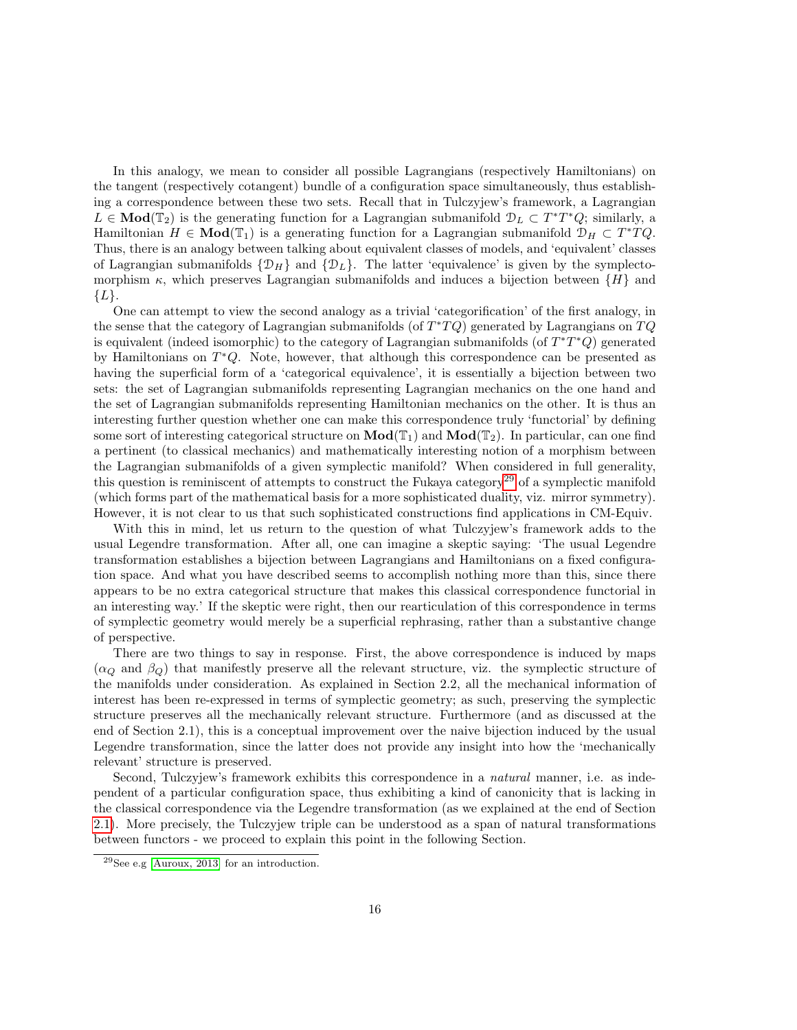In this analogy, we mean to consider all possible Lagrangians (respectively Hamiltonians) on the tangent (respectively cotangent) bundle of a configuration space simultaneously, thus establishing a correspondence between these two sets. Recall that in Tulczyjew's framework, a Lagrangian $L \in \mathbf{Mod}(\mathbb{T}_2)$ is the generating function for a Lagrangian submanifold $\mathcal{D}_L \subset T^*T^*Q$; similarly, a Hamiltonian $H \in \mathbf{Mod}(\mathbb{T}_1)$ is a generating function for a Lagrangian submanifold $\mathcal{D}_H \subset T^*TQ$. Thus, there is an analogy between talking about equivalent classes of models, and 'equivalent' classes of Lagrangian submanifolds $\{\mathcal{D}_H\}$ and $\{\mathcal{D}_L\}$. The latter 'equivalence' is given by the symplectomorphism $\kappa$, which preserves Lagrangian submanifolds and induces a bijection between $\{H\}$ and $\{L\}$.

One can attempt to view the second analogy as a trivial 'categorification' of the first analogy, in the sense that the category of Lagrangian submanifolds (of $T^*TQ$) generated by Lagrangians on $TQ$ is equivalent (indeed isomorphic) to the category of Lagrangian submanifolds (of $T^*T^*Q$) generated by Hamiltonians on $T^*Q$. Note, however, that although this correspondence can be presented as having the superficial form of a 'categorical equivalence', it is essentially a bijection between two sets: the set of Lagrangian submanifolds representing Lagrangian mechanics on the one hand and the set of Lagrangian submanifolds representing Hamiltonian mechanics on the other. It is thus an interesting further question whether one can make this correspondence truly 'functorial' by defining some sort of interesting categorical structure on $\mathbf{Mod}(\mathbb{T}_1)$ and $\mathbf{Mod}(\mathbb{T}_2)$. In particular, can one find a pertinent (to classical mechanics) and mathematically interesting notion of a morphism between the Lagrangian submanifolds of a given symplectic manifold? When considered in full generality, this question is reminiscent of attempts to construct the Fukaya category[29] of a symplectic manifold (which forms part of the mathematical basis for a more sophisticated duality, viz. mirror symmetry). However, it is not clear to us that such sophisticated constructions find applications in CM-Equiv.

With this in mind, let us return to the question of what Tulczyjew's framework adds to the usual Legendre transformation. After all, one can imagine a skeptic saying: 'The usual Legendre transformation establishes a bijection between Lagrangians and Hamiltonians on a fixed configuration space. And what you have described seems to accomplish nothing more than this, since there appears to be no extra categorical structure that makes this classical correspondence functorial in an interesting way.' If the skeptic were right, then our rearticulation of this correspondence in terms of symplectic geometry would merely be a superficial rephrasing, rather than a substantive change of perspective.

There are two things to say in response. First, the above correspondence is induced by maps ($\alpha_Q$ and $\beta_Q$) that manifestly preserve all the relevant structure, viz. the symplectic structure of the manifolds under consideration. As explained in Section 2.2, all the mechanical information of interest has been re-expressed in terms of symplectic geometry; as such, preserving the symplectic structure preserves all the mechanically relevant structure. Furthermore (and as discussed at the end of Section 2.1), this is a conceptual improvement over the naive bijection induced by the usual Legendre transformation, since the latter does not provide any insight into how the 'mechanically relevant' structure is preserved.

Second, Tulczyjew's framework exhibits this correspondence in a *natural* manner, i.e. as independent of a particular configuration space, thus exhibiting a kind of canonicity that is lacking in the classical correspondence via the Legendre transformation (as we explained at the end of Section 2.1). More precisely, the Tulczyjew triple can be understood as a span of natural transformations between functors - we proceed to explain this point in the following Section.

[29] See e.g [Auroux, 2013] for an introduction.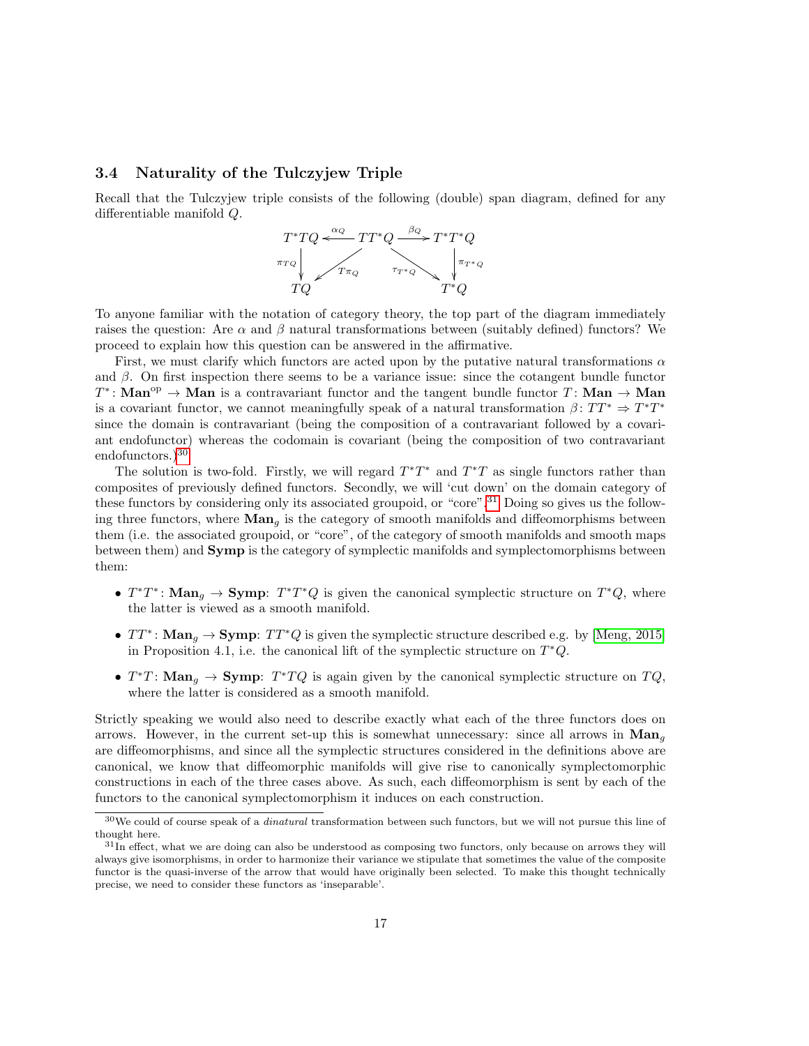### 3.4 Naturality of the Tulczyjew Triple

Recall that the Tulczyjew triple consists of the following (double) span diagram, defined for any differentiable manifold $Q$.

$$
\begin{array}{ccccc}
T^*TQ & \xleftarrow{\alpha_Q} & TT^*Q & \xrightarrow{\beta_Q} & T^*T^*Q \\
\downarrow{\scriptstyle \pi_{TQ}} & \swarrow{\scriptstyle T\pi_Q} & & \searrow{\scriptstyle \tau_{T^*Q}} & \downarrow{\scriptstyle \pi_{T^*Q}} \\
TQ & & & & T^*Q
\end{array}
$$

To anyone familiar with the notation of category theory, the top part of the diagram immediately raises the question: Are $\alpha$ and $\beta$ natural transformations between (suitably defined) functors? We proceed to explain how this question can be answered in the affirmative.

First, we must clarify which functors are acted upon by the putative natural transformations $\alpha$ and $\beta$. On first inspection there seems to be a variance issue: since the cotangent bundle functor $T^*\colon \mathbf{Man}^{\mathrm{op}} \to \mathbf{Man}$ is a contravariant functor and the tangent bundle functor $T\colon \mathbf{Man} \to \mathbf{Man}$ is a covariant functor, we cannot meaningfully speak of a natural transformation $\beta\colon TT^* \Rightarrow T^*T^*$ since the domain is contravariant (being the composition of a contravariant followed by a covariant endofunctor) whereas the codomain is covariant (being the composition of two contravariant endofunctors.)[30]

The solution is two-fold. Firstly, we will regard $T^*T^*$ and $T^*T$ as single functors rather than composites of previously defined functors. Secondly, we will 'cut down' on the domain category of these functors by considering only its associated groupoid, or "core".[31] Doing so gives us the following three functors, where $\mathbf{Man}_g$ is the category of smooth manifolds and diffeomorphisms between them (i.e. the associated groupoid, or "core", of the category of smooth manifolds and smooth maps between them) and $\mathbf{Symp}$ is the category of symplectic manifolds and symplectomorphisms between them:

- $T^*T^*\colon \mathbf{Man}_g \to \mathbf{Symp}$: $T^*T^*Q$ is given the canonical symplectic structure on $T^*Q$, where the latter is viewed as a smooth manifold.
- $TT^*\colon \mathbf{Man}_g \to \mathbf{Symp}$: $TT^*Q$ is given the symplectic structure described e.g. by [Meng, 2015] in Proposition 4.1, i.e. the canonical lift of the symplectic structure on $T^*Q$.
- $T^*T\colon \mathbf{Man}_g \to \mathbf{Symp}$: $T^*TQ$ is again given by the canonical symplectic structure on $TQ$, where the latter is considered as a smooth manifold.

Strictly speaking we would also need to describe exactly what each of the three functors does on arrows. However, in the current set-up this is somewhat unnecessary: since all arrows in $\mathbf{Man}_g$ are diffeomorphisms, and since all the symplectic structures considered in the definitions above are canonical, we know that diffeomorphic manifolds will give rise to canonically symplectomorphic constructions in each of the three cases above. As such, each diffeomorphism is sent by each of the functors to the canonical symplectomorphism it induces on each construction.

[30]We could of course speak of a *dinatural* transformation between such functors, but we will not pursue this line of thought here.

[31]In effect, what we are doing can also be understood as composing two functors, only because on arrows they will always give isomorphisms, in order to harmonize their variance we stipulate that sometimes the value of the composite functor is the quasi-inverse of the arrow that would have originally been selected. To make this thought technically precise, we need to consider these functors as 'inseparable'.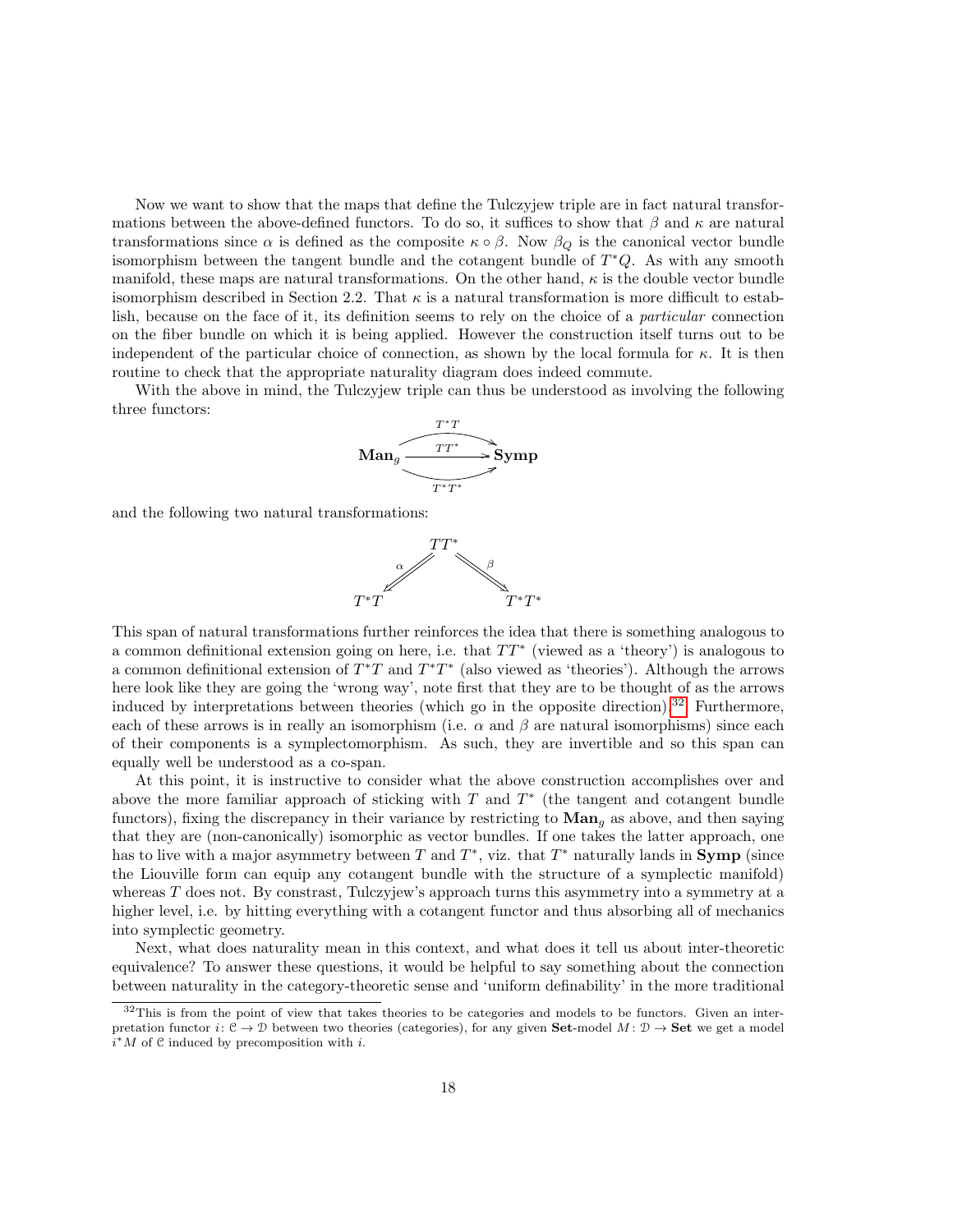Now we want to show that the maps that define the Tulczyjew triple are in fact natural transformations between the above-defined functors. To do so, it suffices to show that $\beta$ and $\kappa$ are natural transformations since $\alpha$ is defined as the composite $\kappa \circ \beta$. Now $\beta_Q$ is the canonical vector bundle isomorphism between the tangent bundle and the cotangent bundle of $T^*Q$. As with any smooth manifold, these maps are natural transformations. On the other hand, $\kappa$ is the double vector bundle isomorphism described in Section 2.2. That $\kappa$ is a natural transformation is more difficult to establish, because on the face of it, its definition seems to rely on the choice of a *particular* connection on the fiber bundle on which it is being applied. However the construction itself turns out to be independent of the particular choice of connection, as shown by the local formula for $\kappa$. It is then routine to check that the appropriate naturality diagram does indeed commute.

With the above in mind, the Tulczyjew triple can thus be understood as involving the following three functors:

$$\mathbf{Man}_g \rightrightarrows \mathbf{Symp} \quad \text{(three parallel functors } T^*T,\ TT^*,\ T^*T^*\text{)}$$

and the following two natural transformations:

$$T^*T \xLeftarrow{\ \alpha\ } TT^* \xRightarrow{\ \beta\ } T^*T^*$$

This span of natural transformations further reinforces the idea that there is something analogous to a common definitional extension going on here, i.e. that $TT^*$ (viewed as a 'theory') is analogous to a common definitional extension of $T^*T$ and $T^*T^*$ (also viewed as 'theories'). Although the arrows here look like they are going the 'wrong way', note first that they are to be thought of as the arrows induced by interpretations between theories (which go in the opposite direction).[32] Furthermore, each of these arrows is in really an isomorphism (i.e. $\alpha$ and $\beta$ are natural isomorphisms) since each of their components is a symplectomorphism. As such, they are invertible and so this span can equally well be understood as a co-span.

At this point, it is instructive to consider what the above construction accomplishes over and above the more familiar approach of sticking with $T$ and $T^*$ (the tangent and cotangent bundle functors), fixing the discrepancy in their variance by restricting to $\mathbf{Man}_g$ as above, and then saying that they are (non-canonically) isomorphic as vector bundles. If one takes the latter approach, one has to live with a major asymmetry between $T$ and $T^*$, viz. that $T^*$ naturally lands in $\mathbf{Symp}$ (since the Liouville form can equip any cotangent bundle with the structure of a symplectic manifold) whereas $T$ does not. By constrast, Tulczyjew's approach turns this asymmetry into a symmetry at a higher level, i.e. by hitting everything with a cotangent functor and thus absorbing all of mechanics into symplectic geometry.

Next, what does naturality mean in this context, and what does it tell us about inter-theoretic equivalence? To answer these questions, it would be helpful to say something about the connection between naturality in the category-theoretic sense and 'uniform definability' in the more traditional

[32] This is from the point of view that takes theories to be categories and models to be functors. Given an interpretation functor $i\colon \mathcal{C} \to \mathcal{D}$ between two theories (categories), for any given $\mathbf{Set}$-model $M\colon \mathcal{D} \to \mathbf{Set}$ we get a model $i^*M$ of $\mathcal{C}$ induced by precomposition with $i$.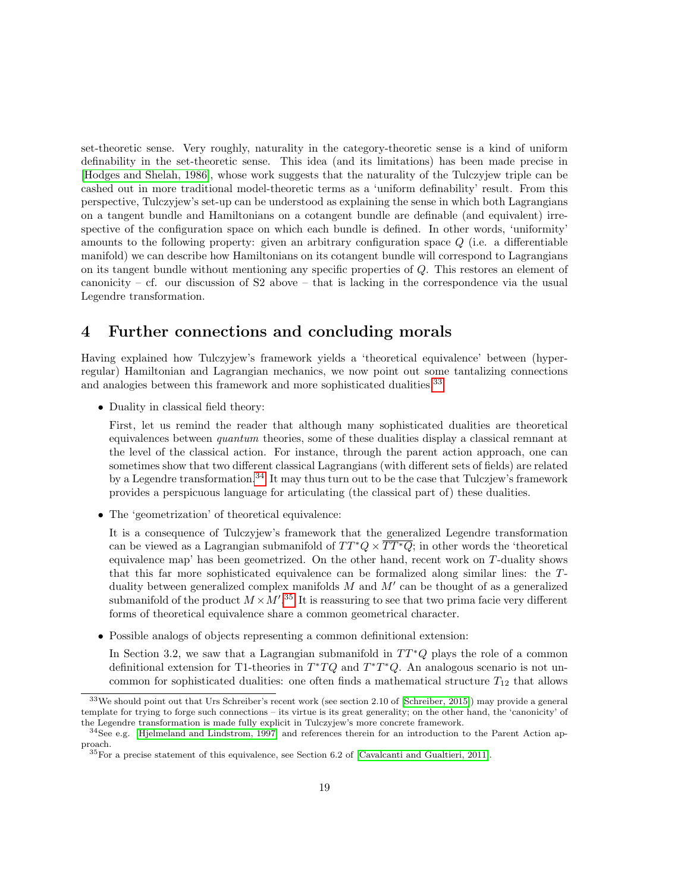set-theoretic sense. Very roughly, naturality in the category-theoretic sense is a kind of uniform definability in the set-theoretic sense. This idea (and its limitations) has been made precise in [Hodges and Shelah, 1986], whose work suggests that the naturality of the Tulczyjew triple can be cashed out in more traditional model-theoretic terms as a 'uniform definability' result. From this perspective, Tulczyjew's set-up can be understood as explaining the sense in which both Lagrangians on a tangent bundle and Hamiltonians on a cotangent bundle are definable (and equivalent) irrespective of the configuration space on which each bundle is defined. In other words, 'uniformity' amounts to the following property: given an arbitrary configuration space $Q$ (i.e. a differentiable manifold) we can describe how Hamiltonians on its cotangent bundle will correspond to Lagrangians on its tangent bundle without mentioning any specific properties of $Q$. This restores an element of canonicity – cf. our discussion of S2 above – that is lacking in the correspondence via the usual Legendre transformation.

# 4 Further connections and concluding morals

Having explained how Tulczyjew's framework yields a 'theoretical equivalence' between (hyperregular) Hamiltonian and Lagrangian mechanics, we now point out some tantalizing connections and analogies between this framework and more sophisticated dualities.[33]

- Duality in classical field theory:

  First, let us remind the reader that although many sophisticated dualities are theoretical equivalences between *quantum* theories, some of these dualities display a classical remnant at the level of the classical action. For instance, through the parent action approach, one can sometimes show that two different classical Lagrangians (with different sets of fields) are related by a Legendre transformation.[34] It may thus turn out to be the case that Tulczjew's framework provides a perspicuous language for articulating (the classical part of) these dualities.

- The 'geometrization' of theoretical equivalence:

  It is a consequence of Tulczyjew's framework that the generalized Legendre transformation can be viewed as a Lagrangian submanifold of $TT^*Q \times \overline{TT^*Q}$; in other words the 'theoretical equivalence map' has been geometrized. On the other hand, recent work on $T$-duality shows that this far more sophisticated equivalence can be formalized along similar lines: the $T$-duality between generalized complex manifolds $M$ and $M'$ can be thought of as a generalized submanifold of the product $M \times M'$.[35] It is reassuring to see that two prima facie very different forms of theoretical equivalence share a common geometrical character.

- Possible analogs of objects representing a common definitional extension:

  In Section 3.2, we saw that a Lagrangian submanifold in $TT^*Q$ plays the role of a common definitional extension for T1-theories in $T^*TQ$ and $T^*T^*Q$. An analogous scenario is not uncommon for sophisticated dualities: one often finds a mathematical structure $T_{12}$ that allows

[33] We should point out that Urs Schreiber's recent work (see section 2.10 of [Schreiber, 2015]) may provide a general template for trying to forge such connections – its virtue is its great generality; on the other hand, the 'canonicity' of the Legendre transformation is made fully explicit in Tulczyjew's more concrete framework.

[34] See e.g. [Hjelmeland and Lindstrom, 1997] and references therein for an introduction to the Parent Action approach.

[35] For a precise statement of this equivalence, see Section 6.2 of [Cavalcanti and Gualtieri, 2011].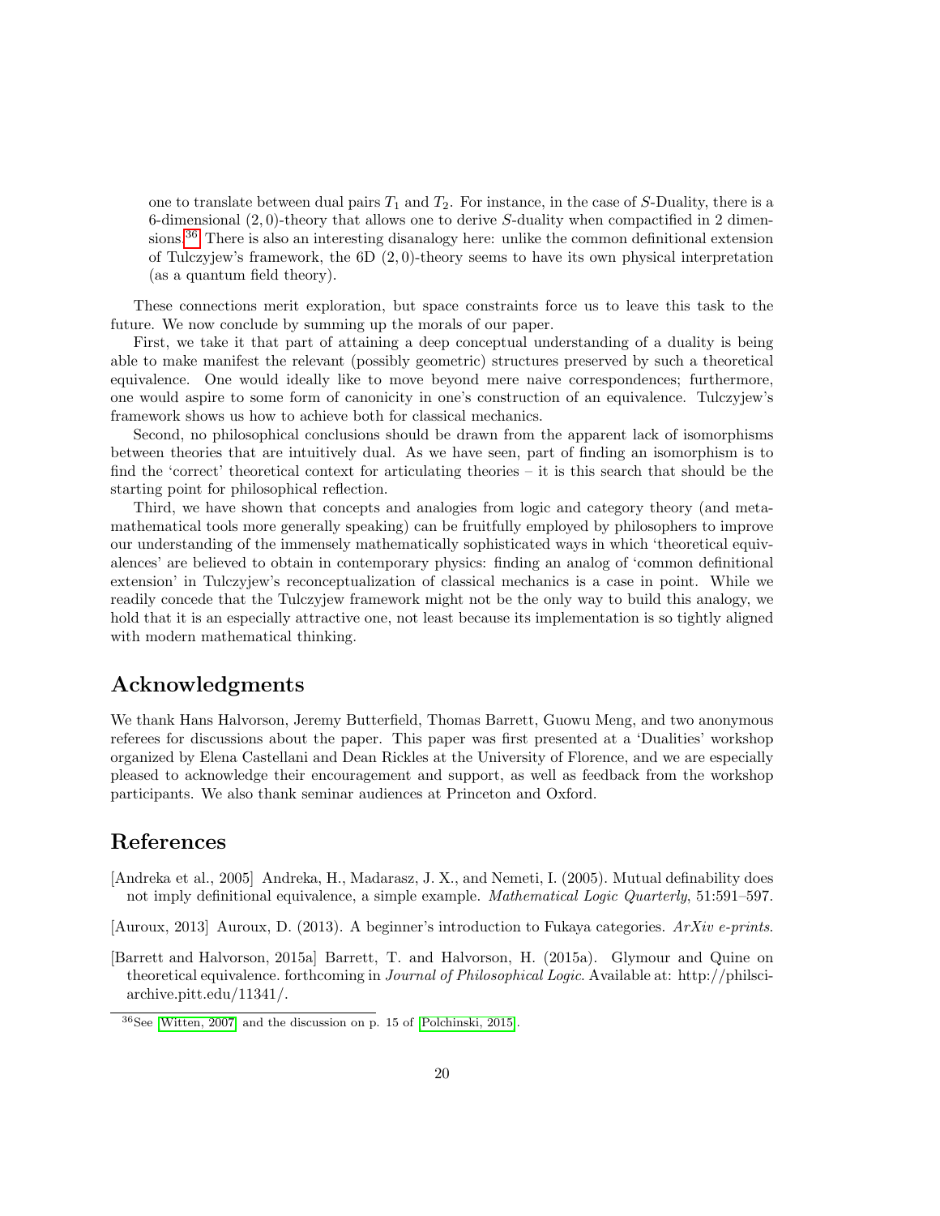one to translate between dual pairs $T_1$ and $T_2$. For instance, in the case of $S$-Duality, there is a 6-dimensional $(2, 0)$-theory that allows one to derive $S$-duality when compactified in 2 dimensions.[36] There is also an interesting disanalogy here: unlike the common definitional extension of Tulczyjew's framework, the 6D $(2, 0)$-theory seems to have its own physical interpretation (as a quantum field theory).

These connections merit exploration, but space constraints force us to leave this task to the future. We now conclude by summing up the morals of our paper.

First, we take it that part of attaining a deep conceptual understanding of a duality is being able to make manifest the relevant (possibly geometric) structures preserved by such a theoretical equivalence. One would ideally like to move beyond mere naive correspondences; furthermore, one would aspire to some form of canonicity in one's construction of an equivalence. Tulczyjew's framework shows us how to achieve both for classical mechanics.

Second, no philosophical conclusions should be drawn from the apparent lack of isomorphisms between theories that are intuitively dual. As we have seen, part of finding an isomorphism is to find the 'correct' theoretical context for articulating theories – it is this search that should be the starting point for philosophical reflection.

Third, we have shown that concepts and analogies from logic and category theory (and metamathematical tools more generally speaking) can be fruitfully employed by philosophers to improve our understanding of the immensely mathematically sophisticated ways in which 'theoretical equivalences' are believed to obtain in contemporary physics: finding an analog of 'common definitional extension' in Tulczyjew's reconceptualization of classical mechanics is a case in point. While we readily concede that the Tulczyjew framework might not be the only way to build this analogy, we hold that it is an especially attractive one, not least because its implementation is so tightly aligned with modern mathematical thinking.

## Acknowledgments

We thank Hans Halvorson, Jeremy Butterfield, Thomas Barrett, Guowu Meng, and two anonymous referees for discussions about the paper. This paper was first presented at a 'Dualities' workshop organized by Elena Castellani and Dean Rickles at the University of Florence, and we are especially pleased to acknowledge their encouragement and support, as well as feedback from the workshop participants. We also thank seminar audiences at Princeton and Oxford.

## References

[Andreka et al., 2005] Andreka, H., Madarasz, J. X., and Nemeti, I. (2005). Mutual definability does not imply definitional equivalence, a simple example. *Mathematical Logic Quarterly*, 51:591–597.

[Auroux, 2013] Auroux, D. (2013). A beginner's introduction to Fukaya categories. *ArXiv e-prints*.

[Barrett and Halvorson, 2015a] Barrett, T. and Halvorson, H. (2015a). Glymour and Quine on theoretical equivalence. forthcoming in *Journal of Philosophical Logic*. Available at: http://philsci-archive.pitt.edu/11341/.

[36] See [Witten, 2007] and the discussion on p. 15 of [Polchinski, 2015].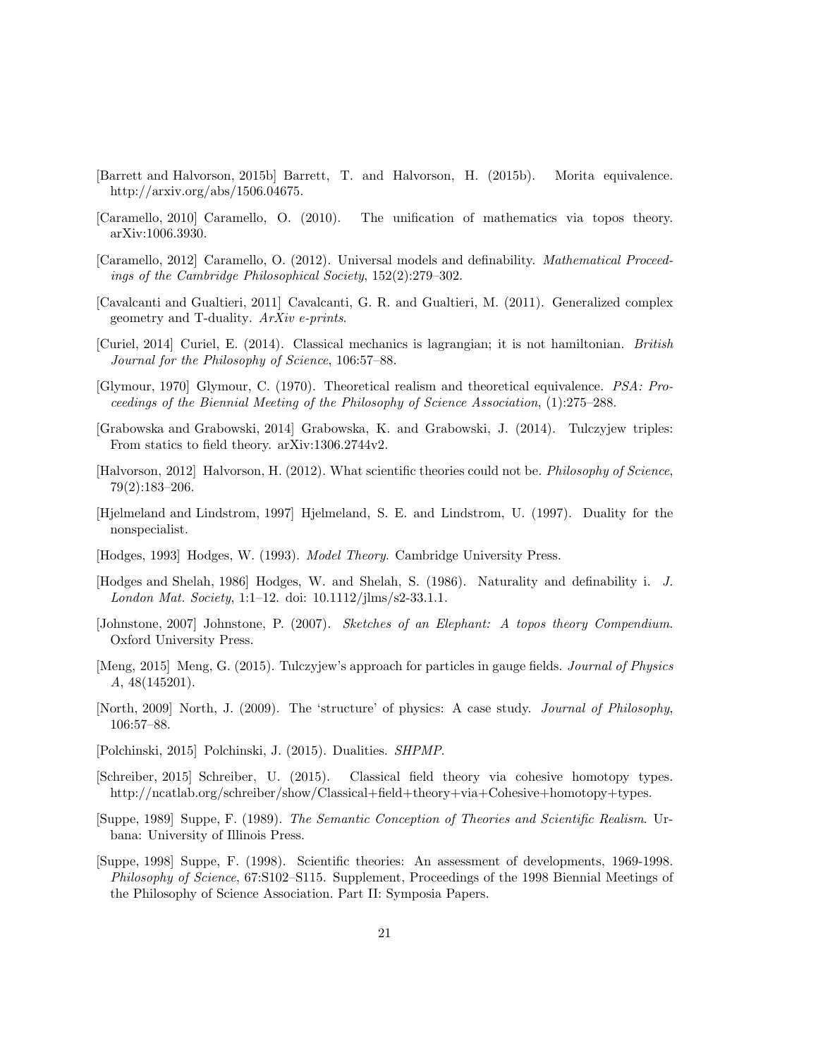[Barrett and Halvorson, 2015b] Barrett, T. and Halvorson, H. (2015b). Morita equivalence. http://arxiv.org/abs/1506.04675.

[Caramello, 2010] Caramello, O. (2010). The unification of mathematics via topos theory. arXiv:1006.3930.

[Caramello, 2012] Caramello, O. (2012). Universal models and definability. *Mathematical Proceedings of the Cambridge Philosophical Society*, 152(2):279–302.

[Cavalcanti and Gualtieri, 2011] Cavalcanti, G. R. and Gualtieri, M. (2011). Generalized complex geometry and T-duality. *ArXiv e-prints*.

[Curiel, 2014] Curiel, E. (2014). Classical mechanics is lagrangian; it is not hamiltonian. *British Journal for the Philosophy of Science*, 106:57–88.

[Glymour, 1970] Glymour, C. (1970). Theoretical realism and theoretical equivalence. *PSA: Proceedings of the Biennial Meeting of the Philosophy of Science Association*, (1):275–288.

[Grabowska and Grabowski, 2014] Grabowska, K. and Grabowski, J. (2014). Tulczyjew triples: From statics to field theory. arXiv:1306.2744v2.

[Halvorson, 2012] Halvorson, H. (2012). What scientific theories could not be. *Philosophy of Science*, 79(2):183–206.

[Hjelmeland and Lindstrom, 1997] Hjelmeland, S. E. and Lindstrom, U. (1997). Duality for the nonspecialist.

[Hodges, 1993] Hodges, W. (1993). *Model Theory*. Cambridge University Press.

[Hodges and Shelah, 1986] Hodges, W. and Shelah, S. (1986). Naturality and definability i. *J. London Mat. Society*, 1:1–12. doi: 10.1112/jlms/s2-33.1.1.

[Johnstone, 2007] Johnstone, P. (2007). *Sketches of an Elephant: A topos theory Compendium*. Oxford University Press.

[Meng, 2015] Meng, G. (2015). Tulczyjew's approach for particles in gauge fields. *Journal of Physics A*, 48(145201).

[North, 2009] North, J. (2009). The 'structure' of physics: A case study. *Journal of Philosophy*, 106:57–88.

[Polchinski, 2015] Polchinski, J. (2015). Dualities. *SHPMP*.

[Schreiber, 2015] Schreiber, U. (2015). Classical field theory via cohesive homotopy types. http://ncatlab.org/schreiber/show/Classical+field+theory+via+Cohesive+homotopy+types.

[Suppe, 1989] Suppe, F. (1989). *The Semantic Conception of Theories and Scientific Realism*. Urbana: University of Illinois Press.

[Suppe, 1998] Suppe, F. (1998). Scientific theories: An assessment of developments, 1969-1998. *Philosophy of Science*, 67:S102–S115. Supplement, Proceedings of the 1998 Biennial Meetings of the Philosophy of Science Association. Part II: Symposia Papers.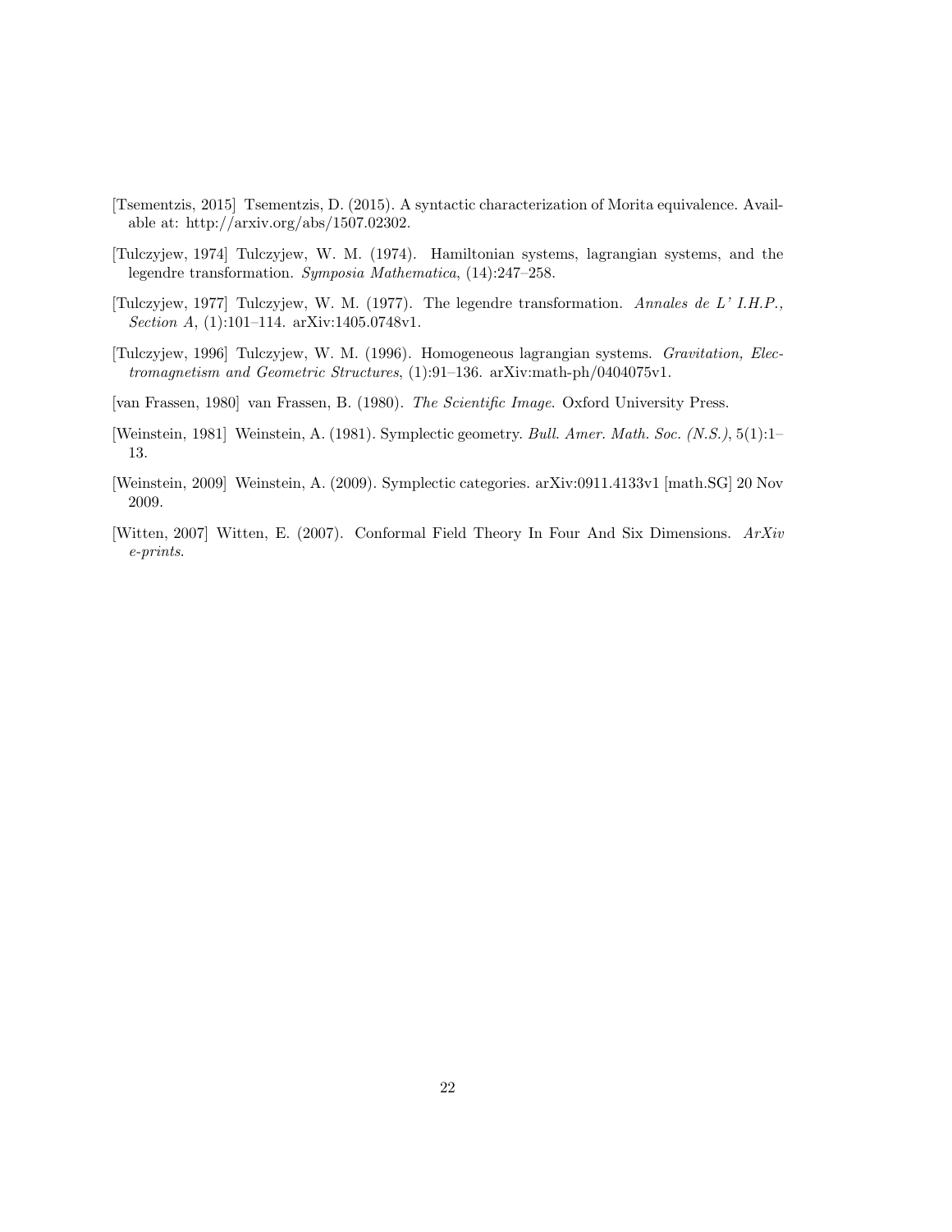[Tsementzis, 2015] Tsementzis, D. (2015). A syntactic characterization of Morita equivalence. Available at: http://arxiv.org/abs/1507.02302.

[Tulczyjew, 1974] Tulczyjew, W. M. (1974). Hamiltonian systems, lagrangian systems, and the legendre transformation. *Symposia Mathematica*, (14):247–258.

[Tulczyjew, 1977] Tulczyjew, W. M. (1977). The legendre transformation. *Annales de L' I.H.P., Section A*, (1):101–114. arXiv:1405.0748v1.

[Tulczyjew, 1996] Tulczyjew, W. M. (1996). Homogeneous lagrangian systems. *Gravitation, Electromagnetism and Geometric Structures*, (1):91–136. arXiv:math-ph/0404075v1.

[van Frassen, 1980] van Frassen, B. (1980). *The Scientific Image*. Oxford University Press.

[Weinstein, 1981] Weinstein, A. (1981). Symplectic geometry. *Bull. Amer. Math. Soc. (N.S.)*, 5(1):1–13.

[Weinstein, 2009] Weinstein, A. (2009). Symplectic categories. arXiv:0911.4133v1 [math.SG] 20 Nov 2009.

[Witten, 2007] Witten, E. (2007). Conformal Field Theory In Four And Six Dimensions. *ArXiv e-prints*.